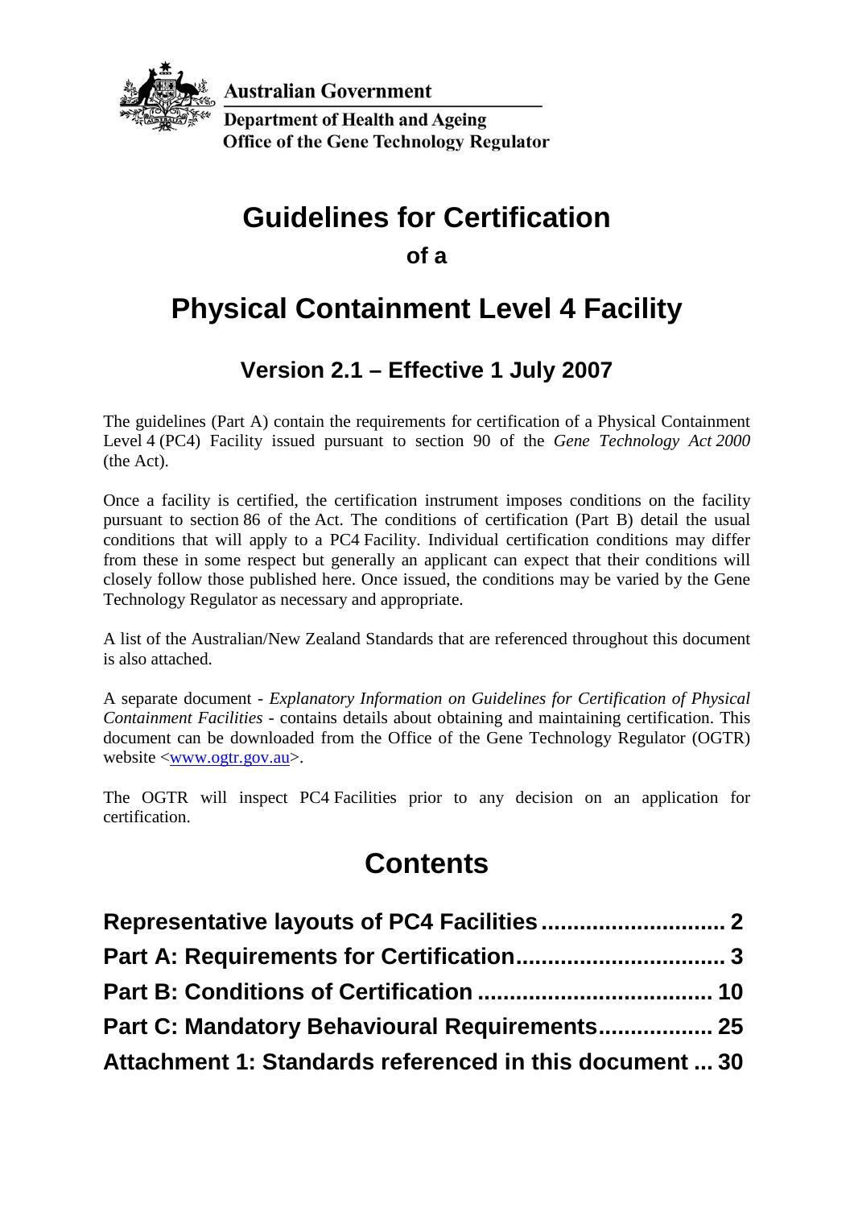Australian Government

Department of Health and Ageing

Office of the Gene Technology Regulator

# Guidelines for Certification

## of a

# Physical Containment Level 4 Facility

## Version 2.1 – Effective 1 July 2007

The guidelines (Part A) contain the requirements for certification of a Physical Containment Level 4 (PC4) Facility issued pursuant to section 90 of the *Gene Technology Act 2000* (the Act).

Once a facility is certified, the certification instrument imposes conditions on the facility pursuant to section 86 of the Act. The conditions of certification (Part B) detail the usual conditions that will apply to a PC4 Facility. Individual certification conditions may differ from these in some respect but generally an applicant can expect that their conditions will closely follow those published here. Once issued, the conditions may be varied by the Gene Technology Regulator as necessary and appropriate.

A list of the Australian/New Zealand Standards that are referenced throughout this document is also attached.

A separate document - *Explanatory Information on Guidelines for Certification of Physical Containment Facilities* - contains details about obtaining and maintaining certification. This document can be downloaded from the Office of the Gene Technology Regulator (OGTR) website <www.ogtr.gov.au>.

The OGTR will inspect PC4 Facilities prior to any decision on an application for certification.

# Contents

**Representative layouts of PC4 Facilities ............................ 2**

**Part A: Requirements for Certification................................ 3**

**Part B: Conditions of Certification .................................... 10**

**Part C: Mandatory Behavioural Requirements.................. 25**

**Attachment 1: Standards referenced in this document ... 30**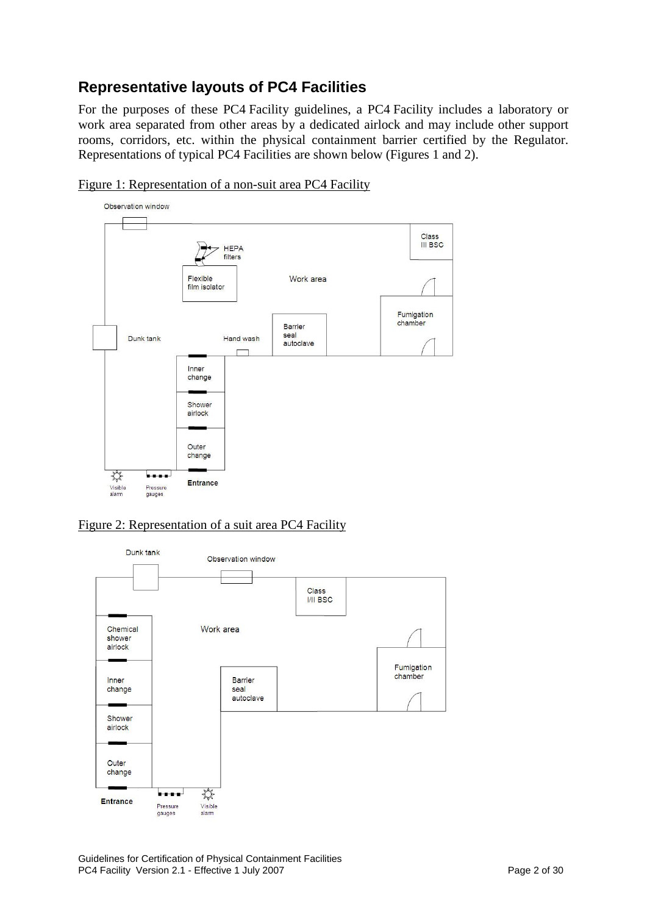## Representative layouts of PC4 Facilities

For the purposes of these PC4 Facility guidelines, a PC4 Facility includes a laboratory or work area separated from other areas by a dedicated airlock and may include other support rooms, corridors, etc. within the physical containment barrier certified by the Regulator. Representations of typical PC4 Facilities are shown below (Figures 1 and 2).

Figure 1: Representation of a non-suit area PC4 Facility

Figure 2: Representation of a suit area PC4 Facility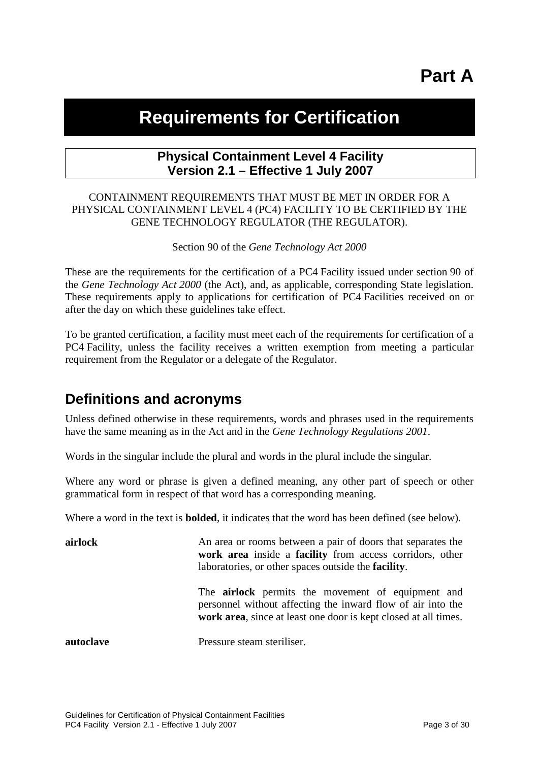# Part A

# Requirements for Certification

**Physical Containment Level 4 Facility**
**Version 2.1 – Effective 1 July 2007**

CONTAINMENT REQUIREMENTS THAT MUST BE MET IN ORDER FOR A PHYSICAL CONTAINMENT LEVEL 4 (PC4) FACILITY TO BE CERTIFIED BY THE GENE TECHNOLOGY REGULATOR (THE REGULATOR).

Section 90 of the *Gene Technology Act 2000*

These are the requirements for the certification of a PC4 Facility issued under section 90 of the *Gene Technology Act 2000* (the Act), and, as applicable, corresponding State legislation. These requirements apply to applications for certification of PC4 Facilities received on or after the day on which these guidelines take effect.

To be granted certification, a facility must meet each of the requirements for certification of a PC4 Facility, unless the facility receives a written exemption from meeting a particular requirement from the Regulator or a delegate of the Regulator.

## Definitions and acronyms

Unless defined otherwise in these requirements, words and phrases used in the requirements have the same meaning as in the Act and in the *Gene Technology Regulations 2001*.

Words in the singular include the plural and words in the plural include the singular.

Where any word or phrase is given a defined meaning, any other part of speech or other grammatical form in respect of that word has a corresponding meaning.

Where a word in the text is **bolded**, it indicates that the word has been defined (see below).

**airlock** An area or rooms between a pair of doors that separates the **work area** inside a **facility** from access corridors, other laboratories, or other spaces outside the **facility**.

The **airlock** permits the movement of equipment and personnel without affecting the inward flow of air into the **work area**, since at least one door is kept closed at all times.

**autoclave** Pressure steam steriliser.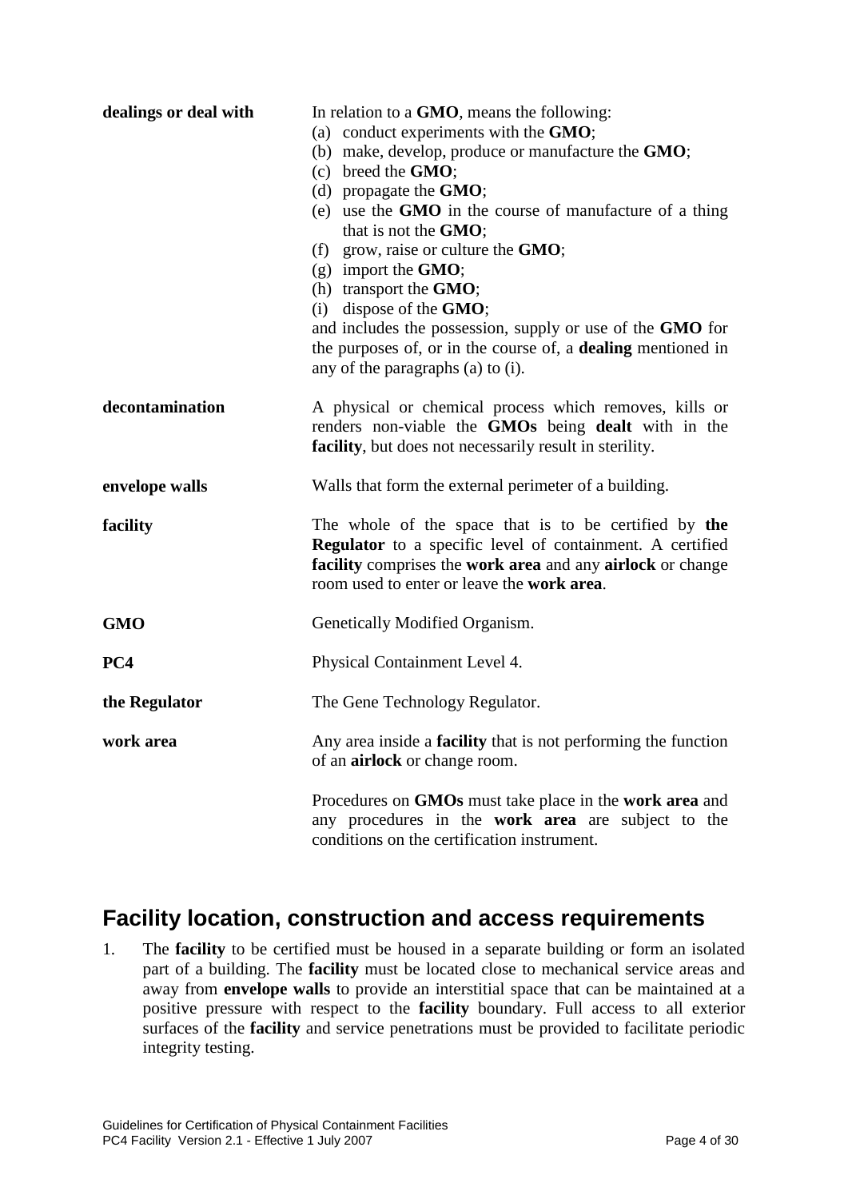| | |
|---|---|
| **dealings or deal with** | In relation to a **GMO**, means the following:<br>(a) conduct experiments with the **GMO**;<br>(b) make, develop, produce or manufacture the **GMO**;<br>(c) breed the **GMO**;<br>(d) propagate the **GMO**;<br>(e) use the **GMO** in the course of manufacture of a thing that is not the **GMO**;<br>(f) grow, raise or culture the **GMO**;<br>(g) import the **GMO**;<br>(h) transport the **GMO**;<br>(i) dispose of the **GMO**;<br>and includes the possession, supply or use of the **GMO** for the purposes of, or in the course of, a **dealing** mentioned in any of the paragraphs (a) to (i). |
| **decontamination** | A physical or chemical process which removes, kills or renders non-viable the **GMOs** being **dealt** with in the **facility**, but does not necessarily result in sterility. |
| **envelope walls** | Walls that form the external perimeter of a building. |
| **facility** | The whole of the space that is to be certified by **the Regulator** to a specific level of containment. A certified **facility** comprises the **work area** and any **airlock** or change room used to enter or leave the **work area**. |
| **GMO** | Genetically Modified Organism. |
| **PC4** | Physical Containment Level 4. |
| **the Regulator** | The Gene Technology Regulator. |
| **work area** | Any area inside a **facility** that is not performing the function of an **airlock** or change room.<br><br>Procedures on **GMOs** must take place in the **work area** and any procedures in the **work area** are subject to the conditions on the certification instrument. |

## Facility location, construction and access requirements

1. The **facility** to be certified must be housed in a separate building or form an isolated part of a building. The **facility** must be located close to mechanical service areas and away from **envelope walls** to provide an interstitial space that can be maintained at a positive pressure with respect to the **facility** boundary. Full access to all exterior surfaces of the **facility** and service penetrations must be provided to facilitate periodic integrity testing.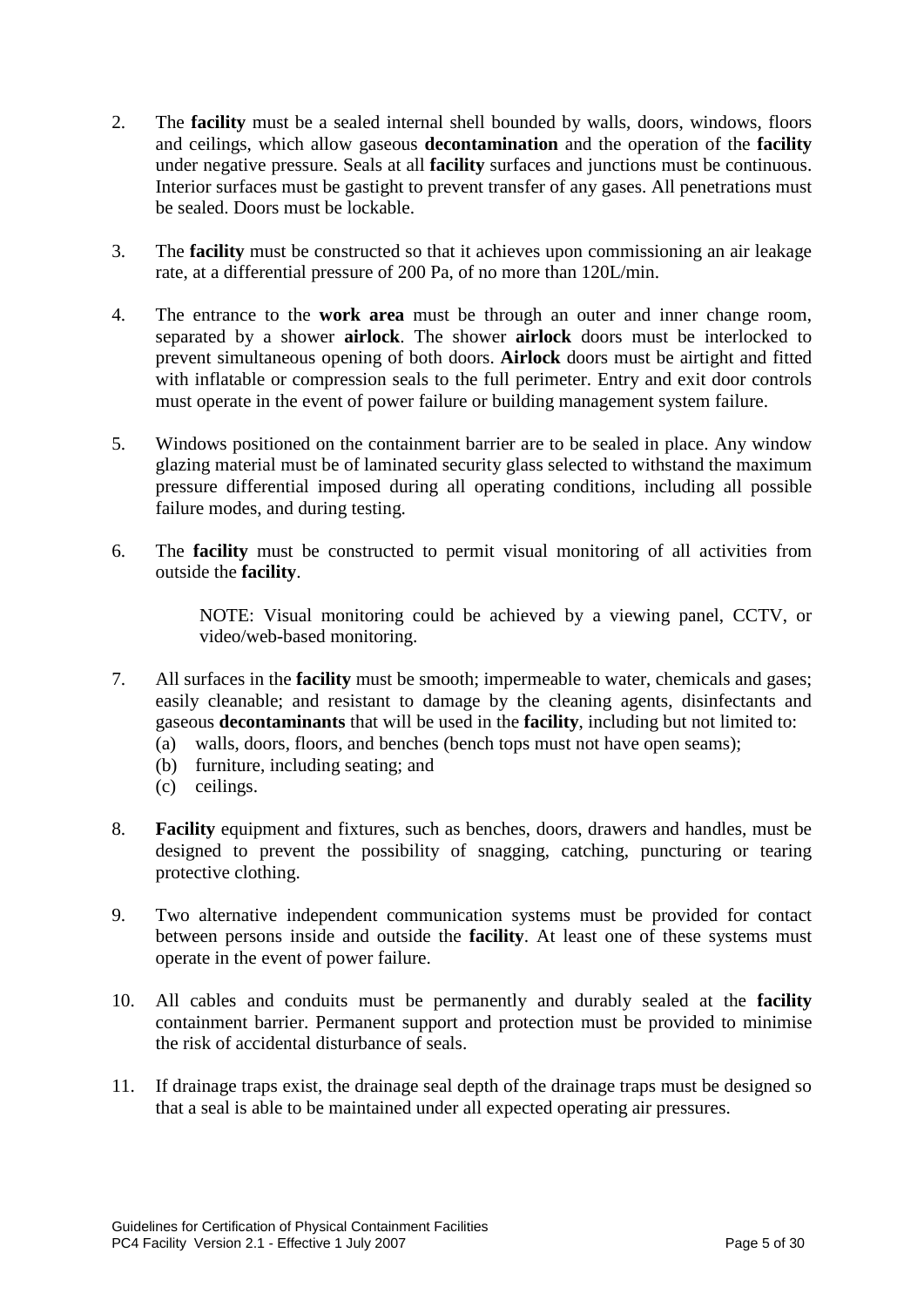2. The **facility** must be a sealed internal shell bounded by walls, doors, windows, floors and ceilings, which allow gaseous **decontamination** and the operation of the **facility** under negative pressure. Seals at all **facility** surfaces and junctions must be continuous. Interior surfaces must be gastight to prevent transfer of any gases. All penetrations must be sealed. Doors must be lockable.

3. The **facility** must be constructed so that it achieves upon commissioning an air leakage rate, at a differential pressure of 200 Pa, of no more than 120L/min.

4. The entrance to the **work area** must be through an outer and inner change room, separated by a shower **airlock**. The shower **airlock** doors must be interlocked to prevent simultaneous opening of both doors. **Airlock** doors must be airtight and fitted with inflatable or compression seals to the full perimeter. Entry and exit door controls must operate in the event of power failure or building management system failure.

5. Windows positioned on the containment barrier are to be sealed in place. Any window glazing material must be of laminated security glass selected to withstand the maximum pressure differential imposed during all operating conditions, including all possible failure modes, and during testing.

6. The **facility** must be constructed to permit visual monitoring of all activities from outside the **facility**.

   NOTE: Visual monitoring could be achieved by a viewing panel, CCTV, or video/web-based monitoring.

7. All surfaces in the **facility** must be smooth; impermeable to water, chemicals and gases; easily cleanable; and resistant to damage by the cleaning agents, disinfectants and gaseous **decontaminants** that will be used in the **facility**, including but not limited to:
   (a) walls, doors, floors, and benches (bench tops must not have open seams);
   (b) furniture, including seating; and
   (c) ceilings.

8. **Facility** equipment and fixtures, such as benches, doors, drawers and handles, must be designed to prevent the possibility of snagging, catching, puncturing or tearing protective clothing.

9. Two alternative independent communication systems must be provided for contact between persons inside and outside the **facility**. At least one of these systems must operate in the event of power failure.

10. All cables and conduits must be permanently and durably sealed at the **facility** containment barrier. Permanent support and protection must be provided to minimise the risk of accidental disturbance of seals.

11. If drainage traps exist, the drainage seal depth of the drainage traps must be designed so that a seal is able to be maintained under all expected operating air pressures.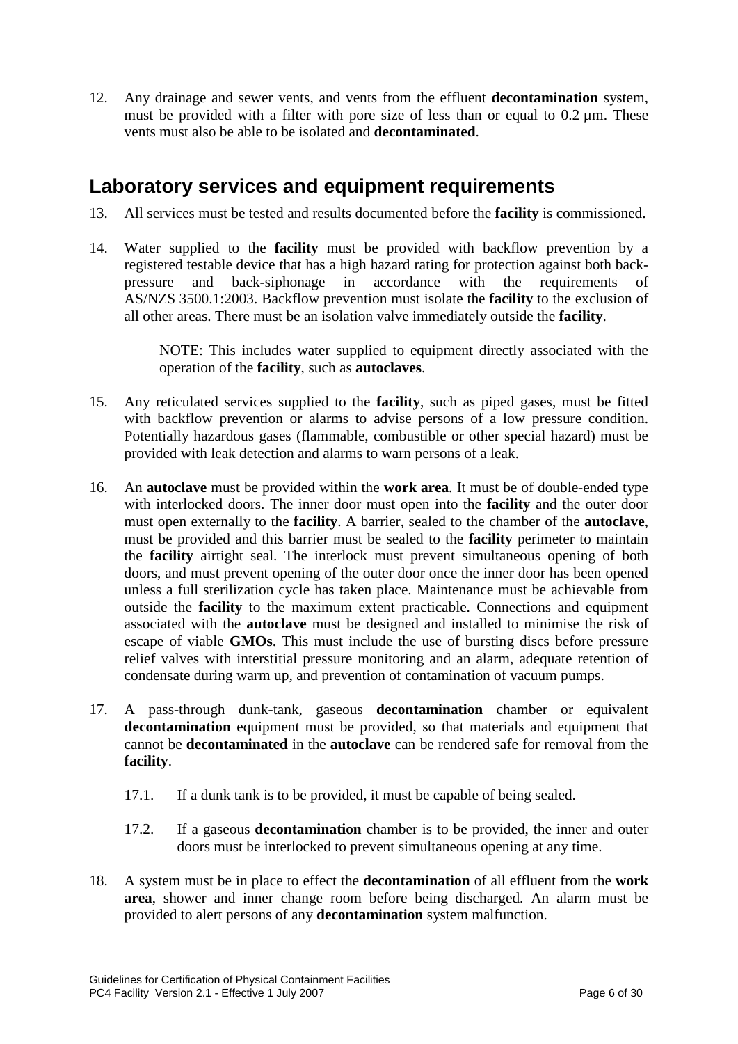12. Any drainage and sewer vents, and vents from the effluent **decontamination** system, must be provided with a filter with pore size of less than or equal to 0.2 µm. These vents must also be able to be isolated and **decontaminated**.

## Laboratory services and equipment requirements

13. All services must be tested and results documented before the **facility** is commissioned.

14. Water supplied to the **facility** must be provided with backflow prevention by a registered testable device that has a high hazard rating for protection against both back-pressure and back-siphonage in accordance with the requirements of AS/NZS 3500.1:2003. Backflow prevention must isolate the **facility** to the exclusion of all other areas. There must be an isolation valve immediately outside the **facility**.

    NOTE: This includes water supplied to equipment directly associated with the operation of the **facility**, such as **autoclaves**.

15. Any reticulated services supplied to the **facility**, such as piped gases, must be fitted with backflow prevention or alarms to advise persons of a low pressure condition. Potentially hazardous gases (flammable, combustible or other special hazard) must be provided with leak detection and alarms to warn persons of a leak.

16. An **autoclave** must be provided within the **work area**. It must be of double-ended type with interlocked doors. The inner door must open into the **facility** and the outer door must open externally to the **facility**. A barrier, sealed to the chamber of the **autoclave**, must be provided and this barrier must be sealed to the **facility** perimeter to maintain the **facility** airtight seal. The interlock must prevent simultaneous opening of both doors, and must prevent opening of the outer door once the inner door has been opened unless a full sterilization cycle has taken place. Maintenance must be achievable from outside the **facility** to the maximum extent practicable. Connections and equipment associated with the **autoclave** must be designed and installed to minimise the risk of escape of viable **GMOs**. This must include the use of bursting discs before pressure relief valves with interstitial pressure monitoring and an alarm, adequate retention of condensate during warm up, and prevention of contamination of vacuum pumps.

17. A pass-through dunk-tank, gaseous **decontamination** chamber or equivalent **decontamination** equipment must be provided, so that materials and equipment that cannot be **decontaminated** in the **autoclave** can be rendered safe for removal from the **facility**.

    17.1. If a dunk tank is to be provided, it must be capable of being sealed.

    17.2. If a gaseous **decontamination** chamber is to be provided, the inner and outer doors must be interlocked to prevent simultaneous opening at any time.

18. A system must be in place to effect the **decontamination** of all effluent from the **work area**, shower and inner change room before being discharged. An alarm must be provided to alert persons of any **decontamination** system malfunction.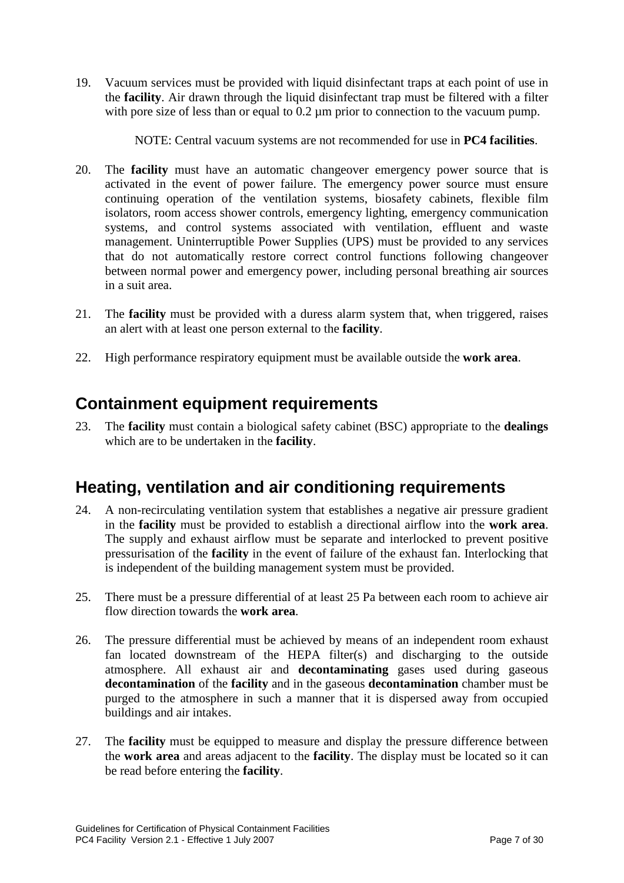19. Vacuum services must be provided with liquid disinfectant traps at each point of use in the **facility**. Air drawn through the liquid disinfectant trap must be filtered with a filter with pore size of less than or equal to 0.2 µm prior to connection to the vacuum pump.

    NOTE: Central vacuum systems are not recommended for use in **PC4 facilities**.

20. The **facility** must have an automatic changeover emergency power source that is activated in the event of power failure. The emergency power source must ensure continuing operation of the ventilation systems, biosafety cabinets, flexible film isolators, room access shower controls, emergency lighting, emergency communication systems, and control systems associated with ventilation, effluent and waste management. Uninterruptible Power Supplies (UPS) must be provided to any services that do not automatically restore correct control functions following changeover between normal power and emergency power, including personal breathing air sources in a suit area.

21. The **facility** must be provided with a duress alarm system that, when triggered, raises an alert with at least one person external to the **facility**.

22. High performance respiratory equipment must be available outside the **work area**.

## Containment equipment requirements

23. The **facility** must contain a biological safety cabinet (BSC) appropriate to the **dealings** which are to be undertaken in the **facility**.

## Heating, ventilation and air conditioning requirements

24. A non-recirculating ventilation system that establishes a negative air pressure gradient in the **facility** must be provided to establish a directional airflow into the **work area**. The supply and exhaust airflow must be separate and interlocked to prevent positive pressurisation of the **facility** in the event of failure of the exhaust fan. Interlocking that is independent of the building management system must be provided.

25. There must be a pressure differential of at least 25 Pa between each room to achieve air flow direction towards the **work area**.

26. The pressure differential must be achieved by means of an independent room exhaust fan located downstream of the HEPA filter(s) and discharging to the outside atmosphere. All exhaust air and **decontaminating** gases used during gaseous **decontamination** of the **facility** and in the gaseous **decontamination** chamber must be purged to the atmosphere in such a manner that it is dispersed away from occupied buildings and air intakes.

27. The **facility** must be equipped to measure and display the pressure difference between the **work area** and areas adjacent to the **facility**. The display must be located so it can be read before entering the **facility**.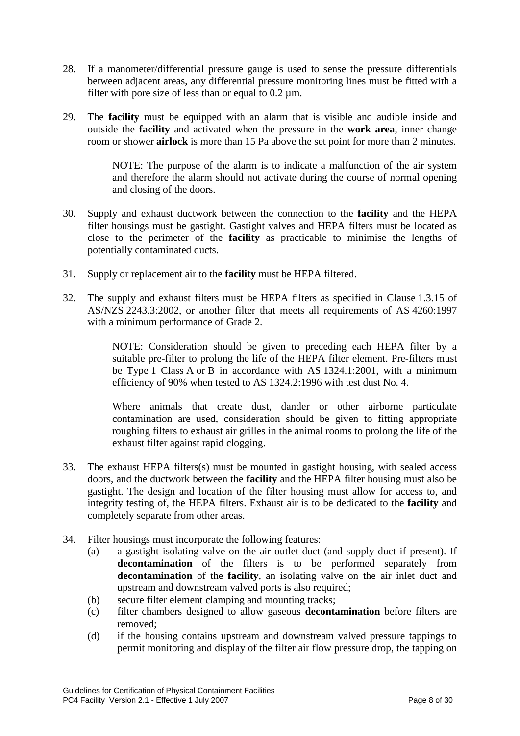28. If a manometer/differential pressure gauge is used to sense the pressure differentials between adjacent areas, any differential pressure monitoring lines must be fitted with a filter with pore size of less than or equal to 0.2 µm.

29. The **facility** must be equipped with an alarm that is visible and audible inside and outside the **facility** and activated when the pressure in the **work area**, inner change room or shower **airlock** is more than 15 Pa above the set point for more than 2 minutes.

    NOTE: The purpose of the alarm is to indicate a malfunction of the air system and therefore the alarm should not activate during the course of normal opening and closing of the doors.

30. Supply and exhaust ductwork between the connection to the **facility** and the HEPA filter housings must be gastight. Gastight valves and HEPA filters must be located as close to the perimeter of the **facility** as practicable to minimise the lengths of potentially contaminated ducts.

31. Supply or replacement air to the **facility** must be HEPA filtered.

32. The supply and exhaust filters must be HEPA filters as specified in Clause 1.3.15 of AS/NZS 2243.3:2002, or another filter that meets all requirements of AS 4260:1997 with a minimum performance of Grade 2.

    NOTE: Consideration should be given to preceding each HEPA filter by a suitable pre-filter to prolong the life of the HEPA filter element. Pre-filters must be Type 1 Class A or B in accordance with AS 1324.1:2001, with a minimum efficiency of 90% when tested to AS 1324.2:1996 with test dust No. 4.

    Where animals that create dust, dander or other airborne particulate contamination are used, consideration should be given to fitting appropriate roughing filters to exhaust air grilles in the animal rooms to prolong the life of the exhaust filter against rapid clogging.

33. The exhaust HEPA filters(s) must be mounted in gastight housing, with sealed access doors, and the ductwork between the **facility** and the HEPA filter housing must also be gastight. The design and location of the filter housing must allow for access to, and integrity testing of, the HEPA filters. Exhaust air is to be dedicated to the **facility** and completely separate from other areas.

34. Filter housings must incorporate the following features:
    (a) a gastight isolating valve on the air outlet duct (and supply duct if present). If **decontamination** of the filters is to be performed separately from **decontamination** of the **facility**, an isolating valve on the air inlet duct and upstream and downstream valved ports is also required;
    (b) secure filter element clamping and mounting tracks;
    (c) filter chambers designed to allow gaseous **decontamination** before filters are removed;
    (d) if the housing contains upstream and downstream valved pressure tappings to permit monitoring and display of the filter air flow pressure drop, the tapping on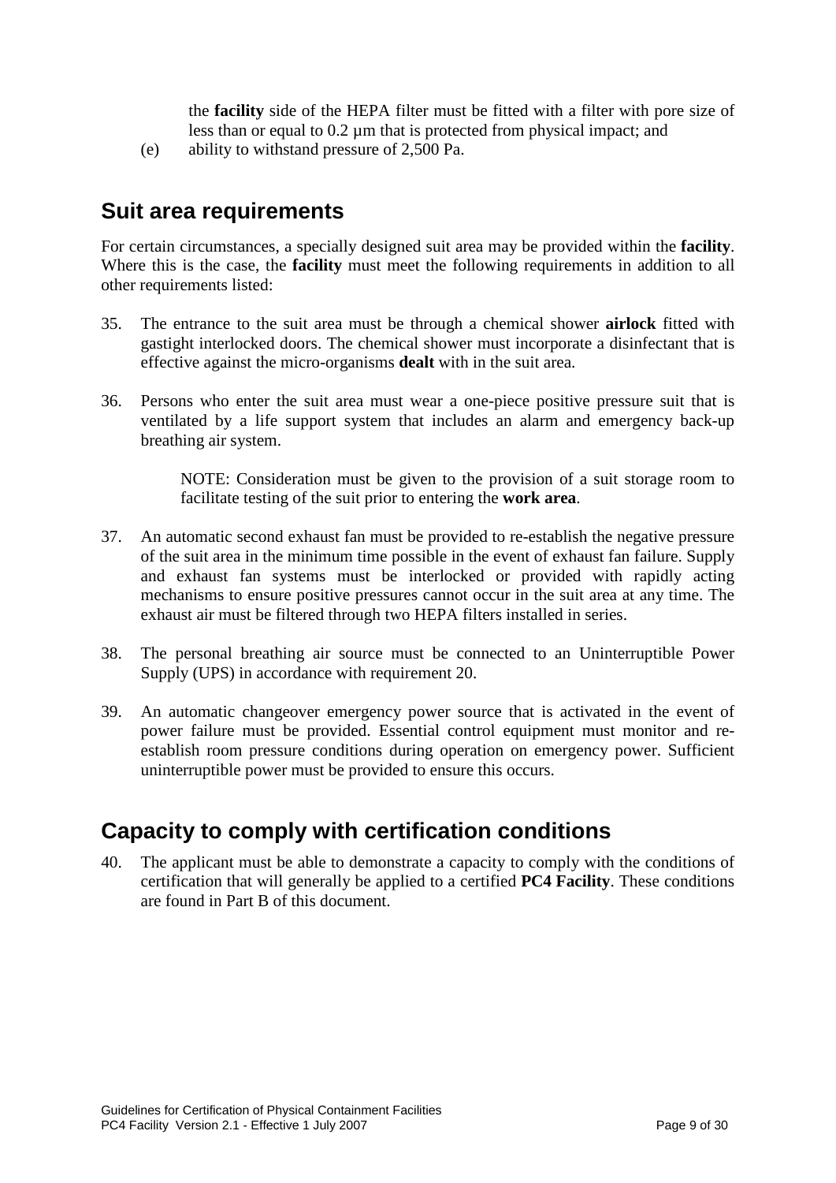the **facility** side of the HEPA filter must be fitted with a filter with pore size of less than or equal to 0.2 µm that is protected from physical impact; and

(e) ability to withstand pressure of 2,500 Pa.

## Suit area requirements

For certain circumstances, a specially designed suit area may be provided within the **facility**. Where this is the case, the **facility** must meet the following requirements in addition to all other requirements listed:

35. The entrance to the suit area must be through a chemical shower **airlock** fitted with gastight interlocked doors. The chemical shower must incorporate a disinfectant that is effective against the micro-organisms **dealt** with in the suit area.

36. Persons who enter the suit area must wear a one-piece positive pressure suit that is ventilated by a life support system that includes an alarm and emergency back-up breathing air system.

    NOTE: Consideration must be given to the provision of a suit storage room to facilitate testing of the suit prior to entering the **work area**.

37. An automatic second exhaust fan must be provided to re-establish the negative pressure of the suit area in the minimum time possible in the event of exhaust fan failure. Supply and exhaust fan systems must be interlocked or provided with rapidly acting mechanisms to ensure positive pressures cannot occur in the suit area at any time. The exhaust air must be filtered through two HEPA filters installed in series.

38. The personal breathing air source must be connected to an Uninterruptible Power Supply (UPS) in accordance with requirement 20.

39. An automatic changeover emergency power source that is activated in the event of power failure must be provided. Essential control equipment must monitor and re-establish room pressure conditions during operation on emergency power. Sufficient uninterruptible power must be provided to ensure this occurs.

## Capacity to comply with certification conditions

40. The applicant must be able to demonstrate a capacity to comply with the conditions of certification that will generally be applied to a certified **PC4 Facility**. These conditions are found in Part B of this document.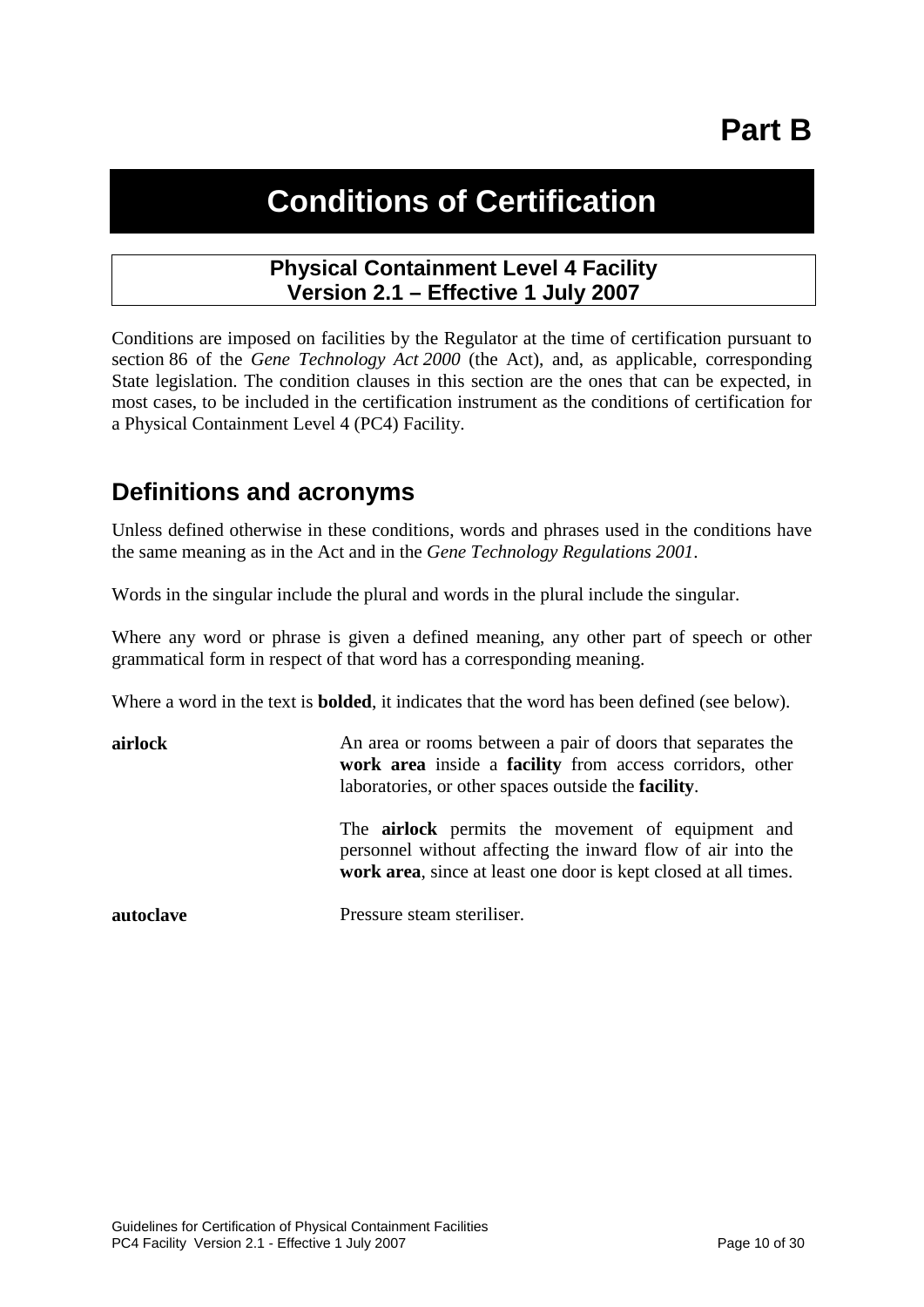# Part B

# Conditions of Certification

**Physical Containment Level 4 Facility**
**Version 2.1 – Effective 1 July 2007**

Conditions are imposed on facilities by the Regulator at the time of certification pursuant to section 86 of the *Gene Technology Act 2000* (the Act), and, as applicable, corresponding State legislation. The condition clauses in this section are the ones that can be expected, in most cases, to be included in the certification instrument as the conditions of certification for a Physical Containment Level 4 (PC4) Facility.

## Definitions and acronyms

Unless defined otherwise in these conditions, words and phrases used in the conditions have the same meaning as in the Act and in the *Gene Technology Regulations 2001*.

Words in the singular include the plural and words in the plural include the singular.

Where any word or phrase is given a defined meaning, any other part of speech or other grammatical form in respect of that word has a corresponding meaning.

Where a word in the text is **bolded**, it indicates that the word has been defined (see below).

**airlock** — An area or rooms between a pair of doors that separates the **work area** inside a **facility** from access corridors, other laboratories, or other spaces outside the **facility**.

The **airlock** permits the movement of equipment and personnel without affecting the inward flow of air into the **work area**, since at least one door is kept closed at all times.

**autoclave** — Pressure steam steriliser.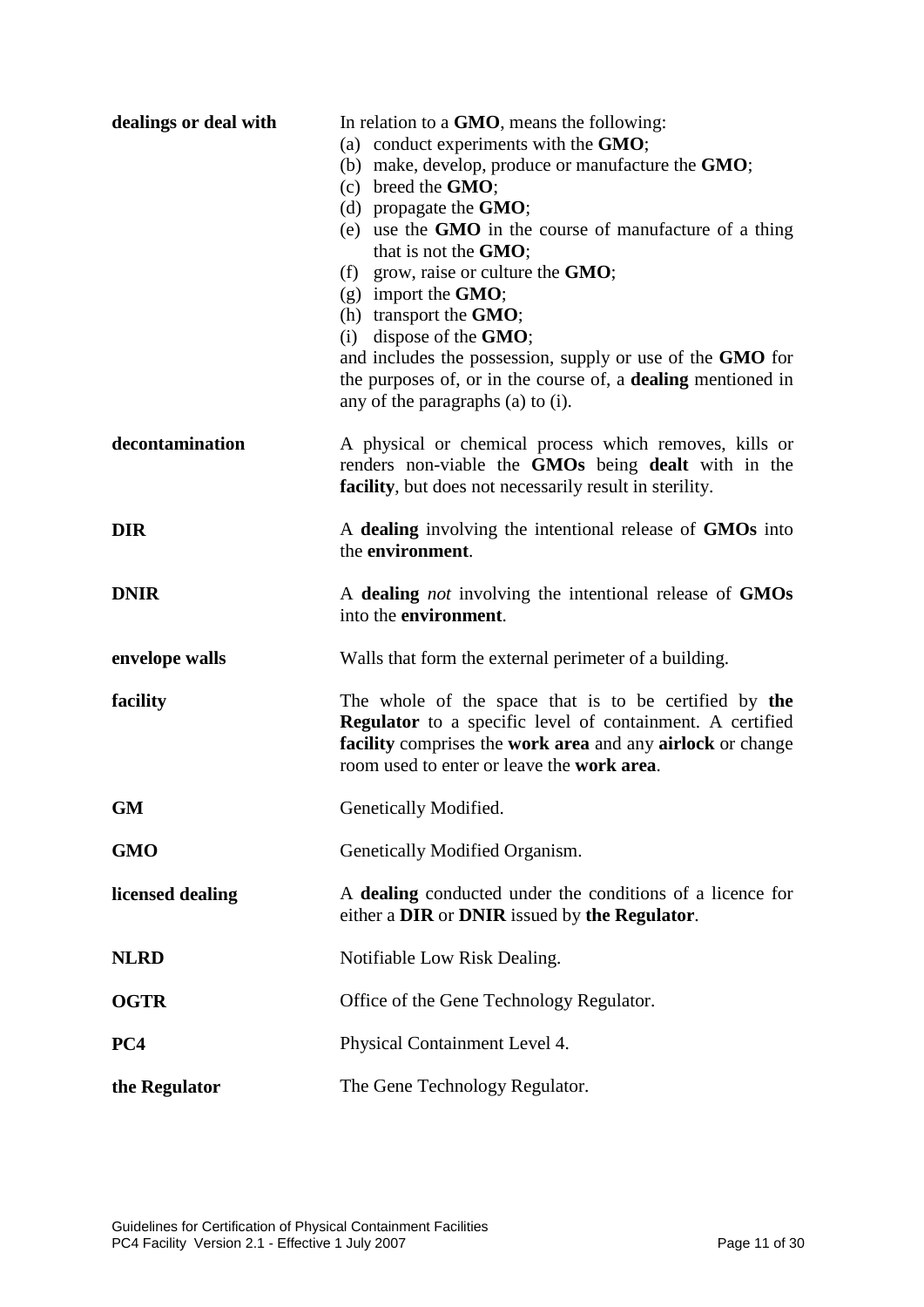| | |
|---|---|
| **dealings or deal with** | In relation to a **GMO**, means the following:<br>(a) conduct experiments with the **GMO**;<br>(b) make, develop, produce or manufacture the **GMO**;<br>(c) breed the **GMO**;<br>(d) propagate the **GMO**;<br>(e) use the **GMO** in the course of manufacture of a thing that is not the **GMO**;<br>(f) grow, raise or culture the **GMO**;<br>(g) import the **GMO**;<br>(h) transport the **GMO**;<br>(i) dispose of the **GMO**;<br>and includes the possession, supply or use of the **GMO** for the purposes of, or in the course of, a **dealing** mentioned in any of the paragraphs (a) to (i). |
| **decontamination** | A physical or chemical process which removes, kills or renders non-viable the **GMOs** being **dealt** with in the **facility**, but does not necessarily result in sterility. |
| **DIR** | A **dealing** involving the intentional release of **GMOs** into the **environment**. |
| **DNIR** | A **dealing** *not* involving the intentional release of **GMOs** into the **environment**. |
| **envelope walls** | Walls that form the external perimeter of a building. |
| **facility** | The whole of the space that is to be certified by **the Regulator** to a specific level of containment. A certified **facility** comprises the **work area** and any **airlock** or change room used to enter or leave the **work area**. |
| **GM** | Genetically Modified. |
| **GMO** | Genetically Modified Organism. |
| **licensed dealing** | A **dealing** conducted under the conditions of a licence for either a **DIR** or **DNIR** issued by **the Regulator**. |
| **NLRD** | Notifiable Low Risk Dealing. |
| **OGTR** | Office of the Gene Technology Regulator. |
| **PC4** | Physical Containment Level 4. |
| **the Regulator** | The Gene Technology Regulator. |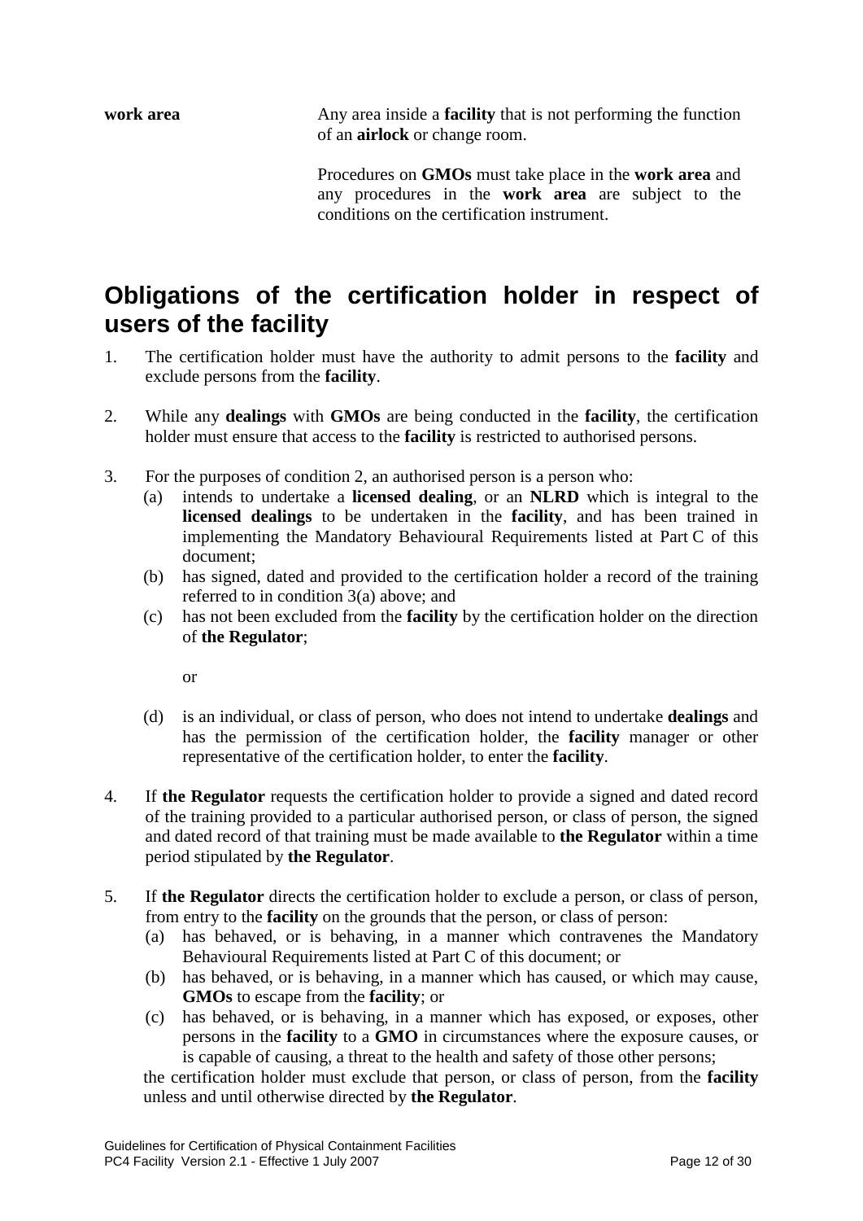**work area** Any area inside a **facility** that is not performing the function of an **airlock** or change room.

Procedures on **GMOs** must take place in the **work area** and any procedures in the **work area** are subject to the conditions on the certification instrument.

## Obligations of the certification holder in respect of users of the facility

1. The certification holder must have the authority to admit persons to the **facility** and exclude persons from the **facility**.

2. While any **dealings** with **GMOs** are being conducted in the **facility**, the certification holder must ensure that access to the **facility** is restricted to authorised persons.

3. For the purposes of condition 2, an authorised person is a person who:
   (a) intends to undertake a **licensed dealing**, or an **NLRD** which is integral to the **licensed dealings** to be undertaken in the **facility**, and has been trained in implementing the Mandatory Behavioural Requirements listed at Part C of this document;
   (b) has signed, dated and provided to the certification holder a record of the training referred to in condition 3(a) above; and
   (c) has not been excluded from the **facility** by the certification holder on the direction of **the Regulator**;

   or

   (d) is an individual, or class of person, who does not intend to undertake **dealings** and has the permission of the certification holder, the **facility** manager or other representative of the certification holder, to enter the **facility**.

4. If **the Regulator** requests the certification holder to provide a signed and dated record of the training provided to a particular authorised person, or class of person, the signed and dated record of that training must be made available to **the Regulator** within a time period stipulated by **the Regulator**.

5. If **the Regulator** directs the certification holder to exclude a person, or class of person, from entry to the **facility** on the grounds that the person, or class of person:
   (a) has behaved, or is behaving, in a manner which contravenes the Mandatory Behavioural Requirements listed at Part C of this document; or
   (b) has behaved, or is behaving, in a manner which has caused, or which may cause, **GMOs** to escape from the **facility**; or
   (c) has behaved, or is behaving, in a manner which has exposed, or exposes, other persons in the **facility** to a **GMO** in circumstances where the exposure causes, or is capable of causing, a threat to the health and safety of those other persons;

   the certification holder must exclude that person, or class of person, from the **facility** unless and until otherwise directed by **the Regulator**.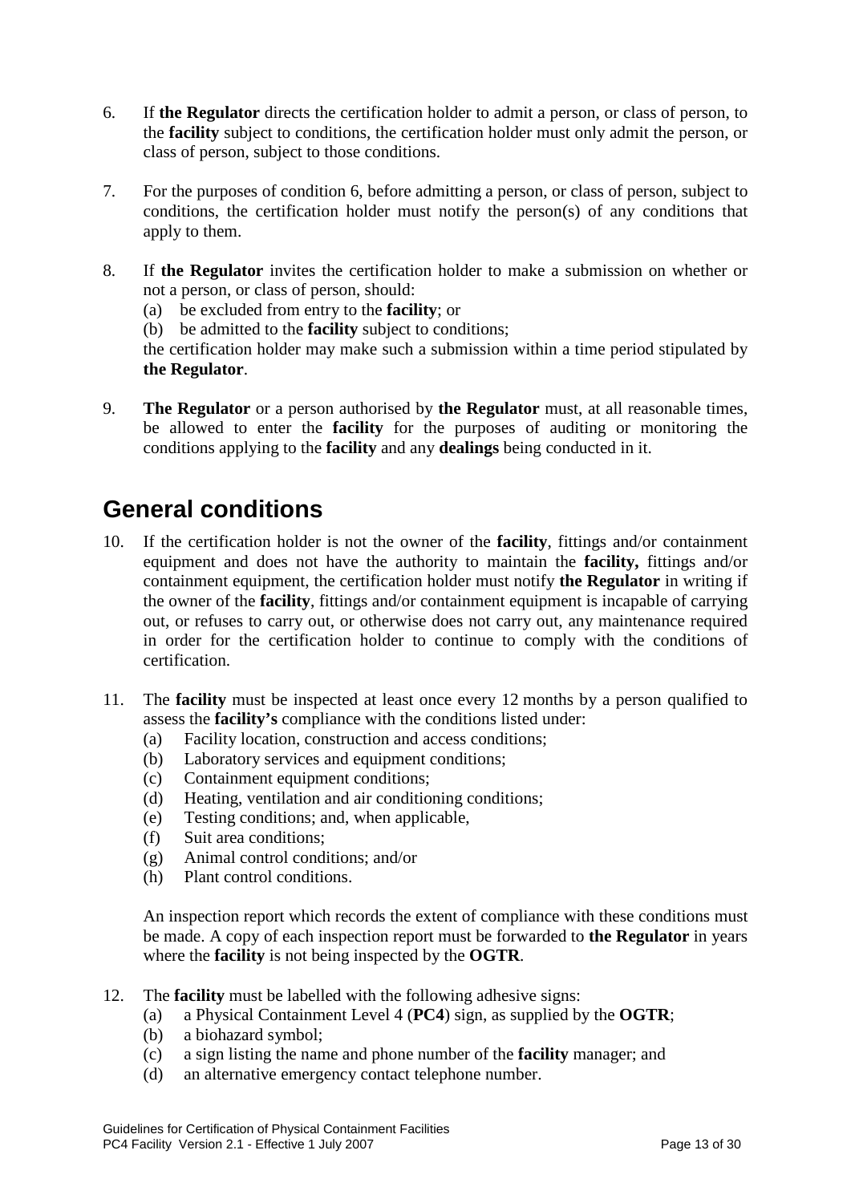6. If **the Regulator** directs the certification holder to admit a person, or class of person, to the **facility** subject to conditions, the certification holder must only admit the person, or class of person, subject to those conditions.

7. For the purposes of condition 6, before admitting a person, or class of person, subject to conditions, the certification holder must notify the person(s) of any conditions that apply to them.

8. If **the Regulator** invites the certification holder to make a submission on whether or not a person, or class of person, should:
   (a) be excluded from entry to the **facility**; or
   (b) be admitted to the **facility** subject to conditions;
   
   the certification holder may make such a submission within a time period stipulated by **the Regulator**.

9. **The Regulator** or a person authorised by **the Regulator** must, at all reasonable times, be allowed to enter the **facility** for the purposes of auditing or monitoring the conditions applying to the **facility** and any **dealings** being conducted in it.

## General conditions

10. If the certification holder is not the owner of the **facility**, fittings and/or containment equipment and does not have the authority to maintain the **facility,** fittings and/or containment equipment, the certification holder must notify **the Regulator** in writing if the owner of the **facility**, fittings and/or containment equipment is incapable of carrying out, or refuses to carry out, or otherwise does not carry out, any maintenance required in order for the certification holder to continue to comply with the conditions of certification.

11. The **facility** must be inspected at least once every 12 months by a person qualified to assess the **facility's** compliance with the conditions listed under:
    (a) Facility location, construction and access conditions;
    (b) Laboratory services and equipment conditions;
    (c) Containment equipment conditions;
    (d) Heating, ventilation and air conditioning conditions;
    (e) Testing conditions; and, when applicable,
    (f) Suit area conditions;
    (g) Animal control conditions; and/or
    (h) Plant control conditions.

    An inspection report which records the extent of compliance with these conditions must be made. A copy of each inspection report must be forwarded to **the Regulator** in years where the **facility** is not being inspected by the **OGTR**.

12. The **facility** must be labelled with the following adhesive signs:
    (a) a Physical Containment Level 4 (**PC4**) sign, as supplied by the **OGTR**;
    (b) a biohazard symbol;
    (c) a sign listing the name and phone number of the **facility** manager; and
    (d) an alternative emergency contact telephone number.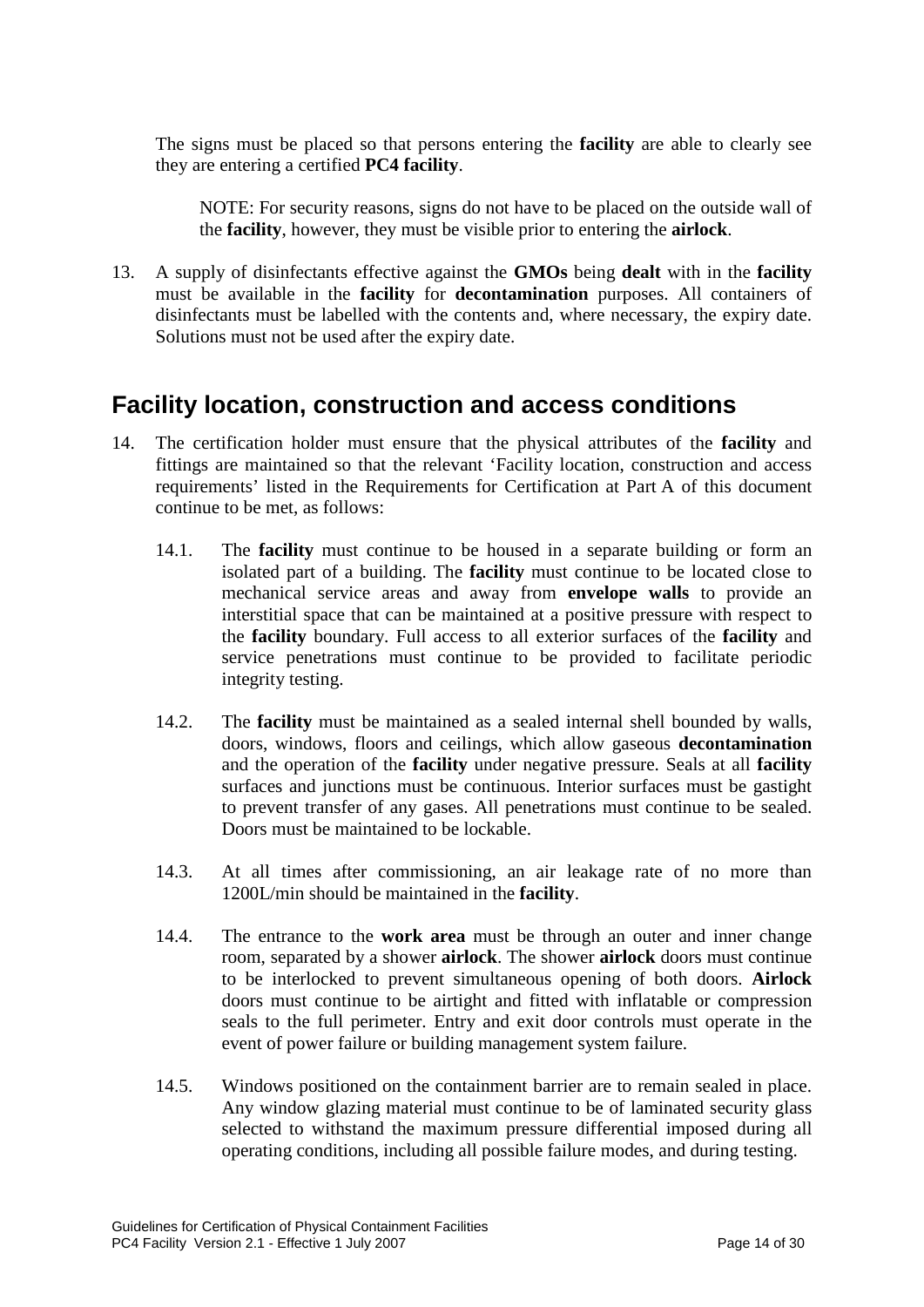The signs must be placed so that persons entering the **facility** are able to clearly see they are entering a certified **PC4 facility**.

> NOTE: For security reasons, signs do not have to be placed on the outside wall of the **facility**, however, they must be visible prior to entering the **airlock**.

13. A supply of disinfectants effective against the **GMOs** being **dealt** with in the **facility** must be available in the **facility** for **decontamination** purposes. All containers of disinfectants must be labelled with the contents and, where necessary, the expiry date. Solutions must not be used after the expiry date.

## Facility location, construction and access conditions

14. The certification holder must ensure that the physical attributes of the **facility** and fittings are maintained so that the relevant 'Facility location, construction and access requirements' listed in the Requirements for Certification at Part A of this document continue to be met, as follows:

    14.1. The **facility** must continue to be housed in a separate building or form an isolated part of a building. The **facility** must continue to be located close to mechanical service areas and away from **envelope walls** to provide an interstitial space that can be maintained at a positive pressure with respect to the **facility** boundary. Full access to all exterior surfaces of the **facility** and service penetrations must continue to be provided to facilitate periodic integrity testing.

    14.2. The **facility** must be maintained as a sealed internal shell bounded by walls, doors, windows, floors and ceilings, which allow gaseous **decontamination** and the operation of the **facility** under negative pressure. Seals at all **facility** surfaces and junctions must be continuous. Interior surfaces must be gastight to prevent transfer of any gases. All penetrations must continue to be sealed. Doors must be maintained to be lockable.

    14.3. At all times after commissioning, an air leakage rate of no more than 1200L/min should be maintained in the **facility**.

    14.4. The entrance to the **work area** must be through an outer and inner change room, separated by a shower **airlock**. The shower **airlock** doors must continue to be interlocked to prevent simultaneous opening of both doors. **Airlock** doors must continue to be airtight and fitted with inflatable or compression seals to the full perimeter. Entry and exit door controls must operate in the event of power failure or building management system failure.

    14.5. Windows positioned on the containment barrier are to remain sealed in place. Any window glazing material must continue to be of laminated security glass selected to withstand the maximum pressure differential imposed during all operating conditions, including all possible failure modes, and during testing.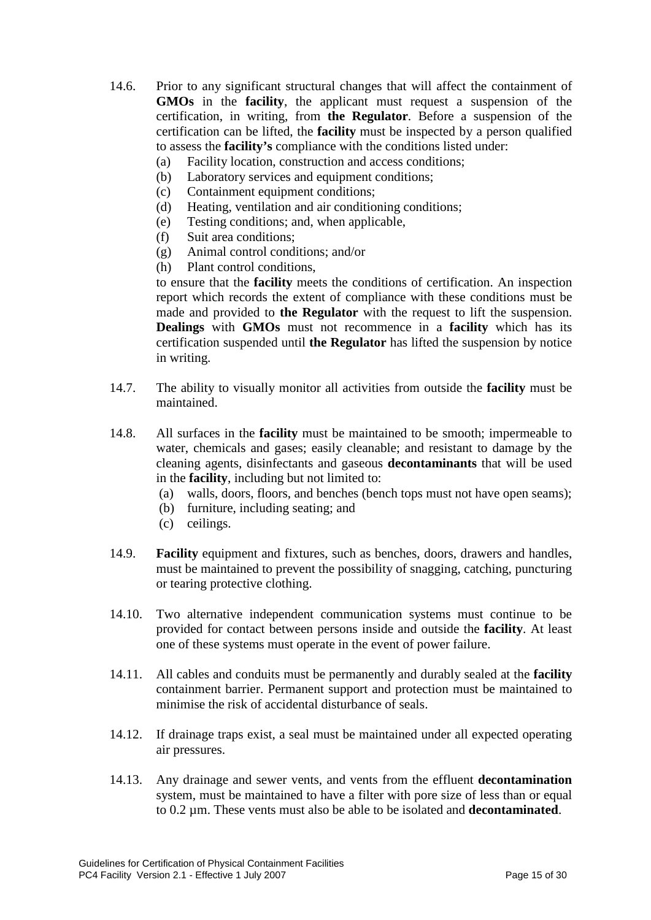14.6. Prior to any significant structural changes that will affect the containment of **GMOs** in the **facility**, the applicant must request a suspension of the certification, in writing, from **the Regulator**. Before a suspension of the certification can be lifted, the **facility** must be inspected by a person qualified to assess the **facility's** compliance with the conditions listed under:

(a) Facility location, construction and access conditions;
(b) Laboratory services and equipment conditions;
(c) Containment equipment conditions;
(d) Heating, ventilation and air conditioning conditions;
(e) Testing conditions; and, when applicable,
(f) Suit area conditions;
(g) Animal control conditions; and/or
(h) Plant control conditions,

to ensure that the **facility** meets the conditions of certification. An inspection report which records the extent of compliance with these conditions must be made and provided to **the Regulator** with the request to lift the suspension. **Dealings** with **GMOs** must not recommence in a **facility** which has its certification suspended until **the Regulator** has lifted the suspension by notice in writing.

14.7. The ability to visually monitor all activities from outside the **facility** must be maintained.

14.8. All surfaces in the **facility** must be maintained to be smooth; impermeable to water, chemicals and gases; easily cleanable; and resistant to damage by the cleaning agents, disinfectants and gaseous **decontaminants** that will be used in the **facility**, including but not limited to:

(a) walls, doors, floors, and benches (bench tops must not have open seams);
(b) furniture, including seating; and
(c) ceilings.

14.9. **Facility** equipment and fixtures, such as benches, doors, drawers and handles, must be maintained to prevent the possibility of snagging, catching, puncturing or tearing protective clothing.

14.10. Two alternative independent communication systems must continue to be provided for contact between persons inside and outside the **facility**. At least one of these systems must operate in the event of power failure.

14.11. All cables and conduits must be permanently and durably sealed at the **facility** containment barrier. Permanent support and protection must be maintained to minimise the risk of accidental disturbance of seals.

14.12. If drainage traps exist, a seal must be maintained under all expected operating air pressures.

14.13. Any drainage and sewer vents, and vents from the effluent **decontamination** system, must be maintained to have a filter with pore size of less than or equal to 0.2 µm. These vents must also be able to be isolated and **decontaminated**.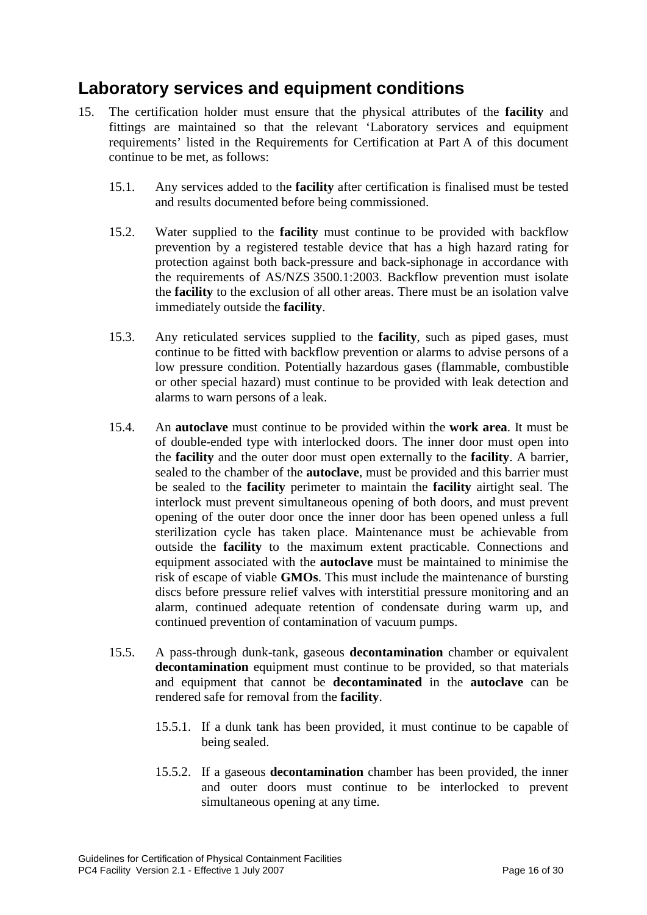## Laboratory services and equipment conditions

15. The certification holder must ensure that the physical attributes of the **facility** and fittings are maintained so that the relevant 'Laboratory services and equipment requirements' listed in the Requirements for Certification at Part A of this document continue to be met, as follows:

    15.1. Any services added to the **facility** after certification is finalised must be tested and results documented before being commissioned.

    15.2. Water supplied to the **facility** must continue to be provided with backflow prevention by a registered testable device that has a high hazard rating for protection against both back-pressure and back-siphonage in accordance with the requirements of AS/NZS 3500.1:2003. Backflow prevention must isolate the **facility** to the exclusion of all other areas. There must be an isolation valve immediately outside the **facility**.

    15.3. Any reticulated services supplied to the **facility**, such as piped gases, must continue to be fitted with backflow prevention or alarms to advise persons of a low pressure condition. Potentially hazardous gases (flammable, combustible or other special hazard) must continue to be provided with leak detection and alarms to warn persons of a leak.

    15.4. An **autoclave** must continue to be provided within the **work area**. It must be of double-ended type with interlocked doors. The inner door must open into the **facility** and the outer door must open externally to the **facility**. A barrier, sealed to the chamber of the **autoclave**, must be provided and this barrier must be sealed to the **facility** perimeter to maintain the **facility** airtight seal. The interlock must prevent simultaneous opening of both doors, and must prevent opening of the outer door once the inner door has been opened unless a full sterilization cycle has taken place. Maintenance must be achievable from outside the **facility** to the maximum extent practicable. Connections and equipment associated with the **autoclave** must be maintained to minimise the risk of escape of viable **GMOs**. This must include the maintenance of bursting discs before pressure relief valves with interstitial pressure monitoring and an alarm, continued adequate retention of condensate during warm up, and continued prevention of contamination of vacuum pumps.

    15.5. A pass-through dunk-tank, gaseous **decontamination** chamber or equivalent **decontamination** equipment must continue to be provided, so that materials and equipment that cannot be **decontaminated** in the **autoclave** can be rendered safe for removal from the **facility**.

        15.5.1. If a dunk tank has been provided, it must continue to be capable of being sealed.

        15.5.2. If a gaseous **decontamination** chamber has been provided, the inner and outer doors must continue to be interlocked to prevent simultaneous opening at any time.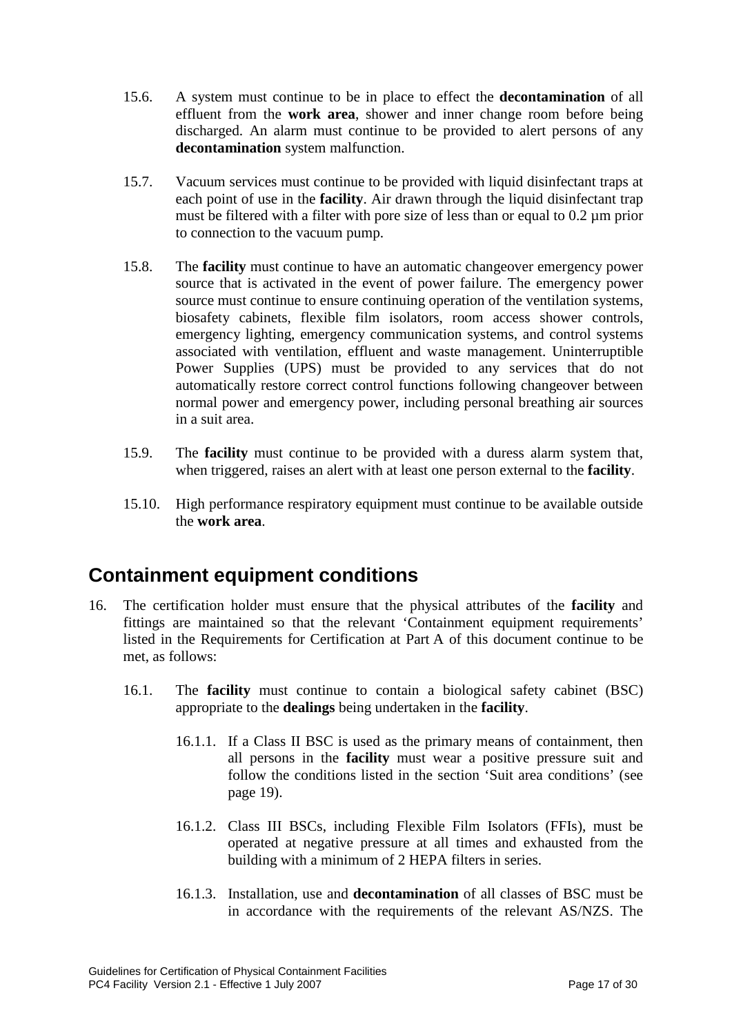15.6. A system must continue to be in place to effect the **decontamination** of all effluent from the **work area**, shower and inner change room before being discharged. An alarm must continue to be provided to alert persons of any **decontamination** system malfunction.

15.7. Vacuum services must continue to be provided with liquid disinfectant traps at each point of use in the **facility**. Air drawn through the liquid disinfectant trap must be filtered with a filter with pore size of less than or equal to 0.2 µm prior to connection to the vacuum pump.

15.8. The **facility** must continue to have an automatic changeover emergency power source that is activated in the event of power failure. The emergency power source must continue to ensure continuing operation of the ventilation systems, biosafety cabinets, flexible film isolators, room access shower controls, emergency lighting, emergency communication systems, and control systems associated with ventilation, effluent and waste management. Uninterruptible Power Supplies (UPS) must be provided to any services that do not automatically restore correct control functions following changeover between normal power and emergency power, including personal breathing air sources in a suit area.

15.9. The **facility** must continue to be provided with a duress alarm system that, when triggered, raises an alert with at least one person external to the **facility**.

15.10. High performance respiratory equipment must continue to be available outside the **work area**.

## Containment equipment conditions

16. The certification holder must ensure that the physical attributes of the **facility** and fittings are maintained so that the relevant 'Containment equipment requirements' listed in the Requirements for Certification at Part A of this document continue to be met, as follows:

    16.1. The **facility** must continue to contain a biological safety cabinet (BSC) appropriate to the **dealings** being undertaken in the **facility**.

    16.1.1. If a Class II BSC is used as the primary means of containment, then all persons in the **facility** must wear a positive pressure suit and follow the conditions listed in the section 'Suit area conditions' (see page 19).

    16.1.2. Class III BSCs, including Flexible Film Isolators (FFIs), must be operated at negative pressure at all times and exhausted from the building with a minimum of 2 HEPA filters in series.

    16.1.3. Installation, use and **decontamination** of all classes of BSC must be in accordance with the requirements of the relevant AS/NZS. The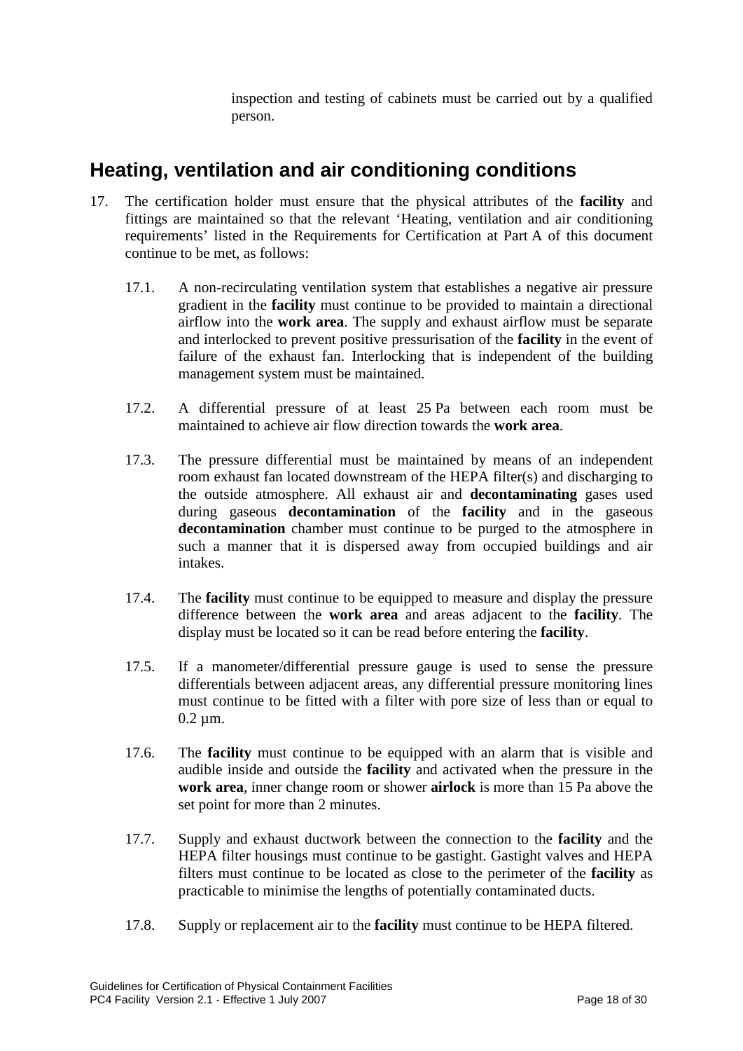inspection and testing of cabinets must be carried out by a qualified person.

## Heating, ventilation and air conditioning conditions

17. The certification holder must ensure that the physical attributes of the **facility** and fittings are maintained so that the relevant 'Heating, ventilation and air conditioning requirements' listed in the Requirements for Certification at Part A of this document continue to be met, as follows:

    17.1. A non-recirculating ventilation system that establishes a negative air pressure gradient in the **facility** must continue to be provided to maintain a directional airflow into the **work area**. The supply and exhaust airflow must be separate and interlocked to prevent positive pressurisation of the **facility** in the event of failure of the exhaust fan. Interlocking that is independent of the building management system must be maintained.

    17.2. A differential pressure of at least 25 Pa between each room must be maintained to achieve air flow direction towards the **work area**.

    17.3. The pressure differential must be maintained by means of an independent room exhaust fan located downstream of the HEPA filter(s) and discharging to the outside atmosphere. All exhaust air and **decontaminating** gases used during gaseous **decontamination** of the **facility** and in the gaseous **decontamination** chamber must continue to be purged to the atmosphere in such a manner that it is dispersed away from occupied buildings and air intakes.

    17.4. The **facility** must continue to be equipped to measure and display the pressure difference between the **work area** and areas adjacent to the **facility**. The display must be located so it can be read before entering the **facility**.

    17.5. If a manometer/differential pressure gauge is used to sense the pressure differentials between adjacent areas, any differential pressure monitoring lines must continue to be fitted with a filter with pore size of less than or equal to 0.2 µm.

    17.6. The **facility** must continue to be equipped with an alarm that is visible and audible inside and outside the **facility** and activated when the pressure in the **work area**, inner change room or shower **airlock** is more than 15 Pa above the set point for more than 2 minutes.

    17.7. Supply and exhaust ductwork between the connection to the **facility** and the HEPA filter housings must continue to be gastight. Gastight valves and HEPA filters must continue to be located as close to the perimeter of the **facility** as practicable to minimise the lengths of potentially contaminated ducts.

    17.8. Supply or replacement air to the **facility** must continue to be HEPA filtered.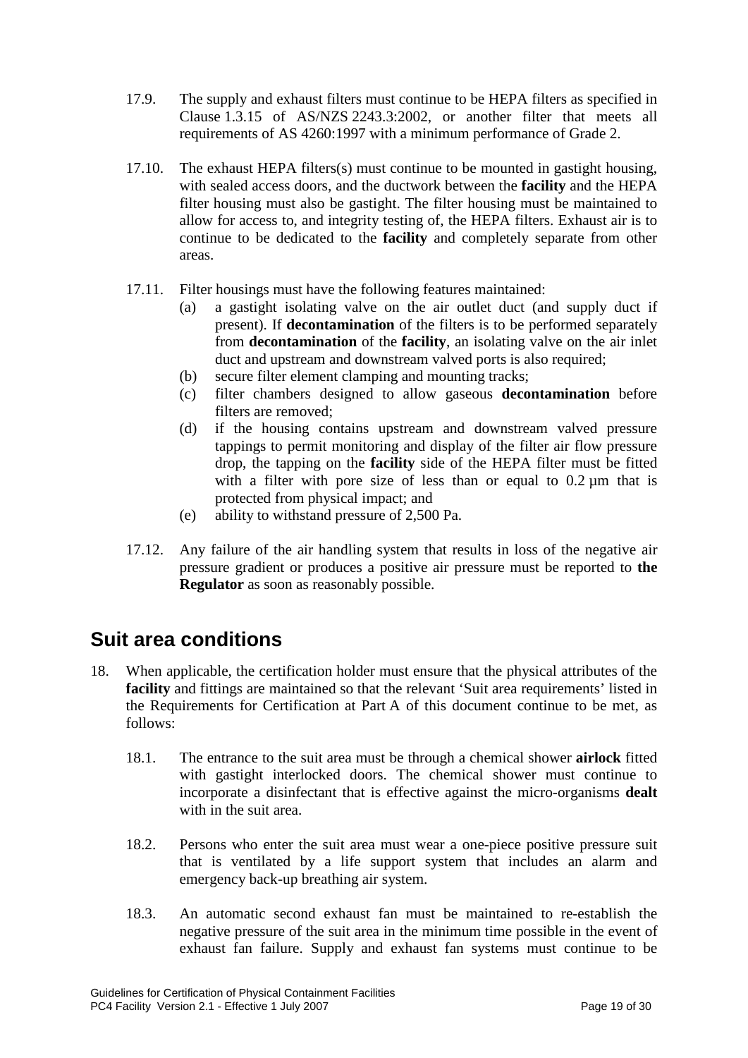17.9. The supply and exhaust filters must continue to be HEPA filters as specified in Clause 1.3.15 of AS/NZS 2243.3:2002, or another filter that meets all requirements of AS 4260:1997 with a minimum performance of Grade 2.

17.10. The exhaust HEPA filters(s) must continue to be mounted in gastight housing, with sealed access doors, and the ductwork between the **facility** and the HEPA filter housing must also be gastight. The filter housing must be maintained to allow for access to, and integrity testing of, the HEPA filters. Exhaust air is to continue to be dedicated to the **facility** and completely separate from other areas.

17.11. Filter housings must have the following features maintained:

- (a) a gastight isolating valve on the air outlet duct (and supply duct if present). If **decontamination** of the filters is to be performed separately from **decontamination** of the **facility**, an isolating valve on the air inlet duct and upstream and downstream valved ports is also required;
- (b) secure filter element clamping and mounting tracks;
- (c) filter chambers designed to allow gaseous **decontamination** before filters are removed;
- (d) if the housing contains upstream and downstream valved pressure tappings to permit monitoring and display of the filter air flow pressure drop, the tapping on the **facility** side of the HEPA filter must be fitted with a filter with pore size of less than or equal to 0.2 µm that is protected from physical impact; and
- (e) ability to withstand pressure of 2,500 Pa.

17.12. Any failure of the air handling system that results in loss of the negative air pressure gradient or produces a positive air pressure must be reported to **the Regulator** as soon as reasonably possible.

## Suit area conditions

18. When applicable, the certification holder must ensure that the physical attributes of the **facility** and fittings are maintained so that the relevant 'Suit area requirements' listed in the Requirements for Certification at Part A of this document continue to be met, as follows:

18.1. The entrance to the suit area must be through a chemical shower **airlock** fitted with gastight interlocked doors. The chemical shower must continue to incorporate a disinfectant that is effective against the micro-organisms **dealt** with in the suit area.

18.2. Persons who enter the suit area must wear a one-piece positive pressure suit that is ventilated by a life support system that includes an alarm and emergency back-up breathing air system.

18.3. An automatic second exhaust fan must be maintained to re-establish the negative pressure of the suit area in the minimum time possible in the event of exhaust fan failure. Supply and exhaust fan systems must continue to be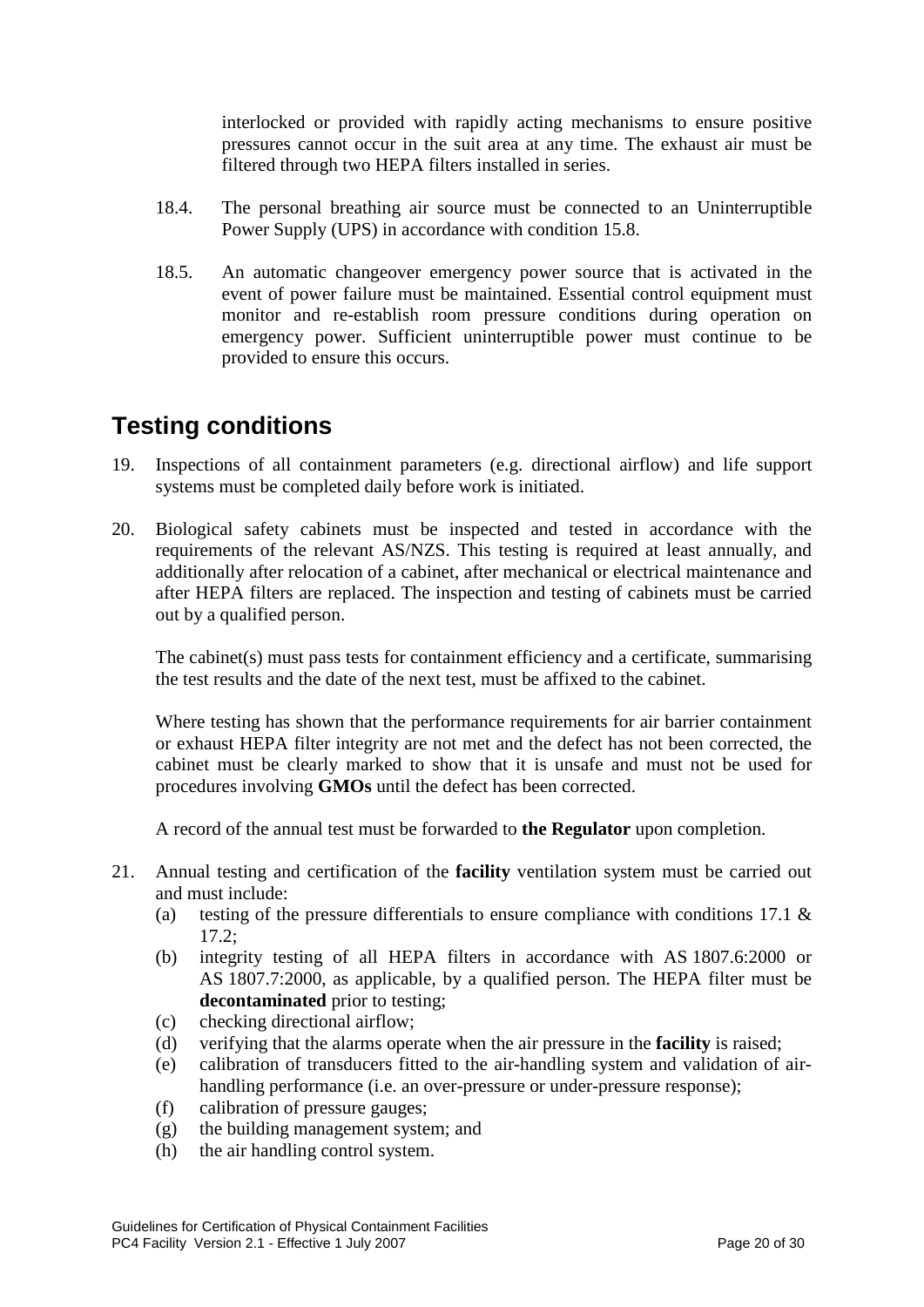interlocked or provided with rapidly acting mechanisms to ensure positive pressures cannot occur in the suit area at any time. The exhaust air must be filtered through two HEPA filters installed in series.

18.4. The personal breathing air source must be connected to an Uninterruptible Power Supply (UPS) in accordance with condition 15.8.

18.5. An automatic changeover emergency power source that is activated in the event of power failure must be maintained. Essential control equipment must monitor and re-establish room pressure conditions during operation on emergency power. Sufficient uninterruptible power must continue to be provided to ensure this occurs.

## Testing conditions

19. Inspections of all containment parameters (e.g. directional airflow) and life support systems must be completed daily before work is initiated.

20. Biological safety cabinets must be inspected and tested in accordance with the requirements of the relevant AS/NZS. This testing is required at least annually, and additionally after relocation of a cabinet, after mechanical or electrical maintenance and after HEPA filters are replaced. The inspection and testing of cabinets must be carried out by a qualified person.

    The cabinet(s) must pass tests for containment efficiency and a certificate, summarising the test results and the date of the next test, must be affixed to the cabinet.

    Where testing has shown that the performance requirements for air barrier containment or exhaust HEPA filter integrity are not met and the defect has not been corrected, the cabinet must be clearly marked to show that it is unsafe and must not be used for procedures involving **GMOs** until the defect has been corrected.

    A record of the annual test must be forwarded to **the Regulator** upon completion.

21. Annual testing and certification of the **facility** ventilation system must be carried out and must include:
    (a) testing of the pressure differentials to ensure compliance with conditions 17.1 & 17.2;
    (b) integrity testing of all HEPA filters in accordance with AS 1807.6:2000 or AS 1807.7:2000, as applicable, by a qualified person. The HEPA filter must be **decontaminated** prior to testing;
    (c) checking directional airflow;
    (d) verifying that the alarms operate when the air pressure in the **facility** is raised;
    (e) calibration of transducers fitted to the air-handling system and validation of air-handling performance (i.e. an over-pressure or under-pressure response);
    (f) calibration of pressure gauges;
    (g) the building management system; and
    (h) the air handling control system.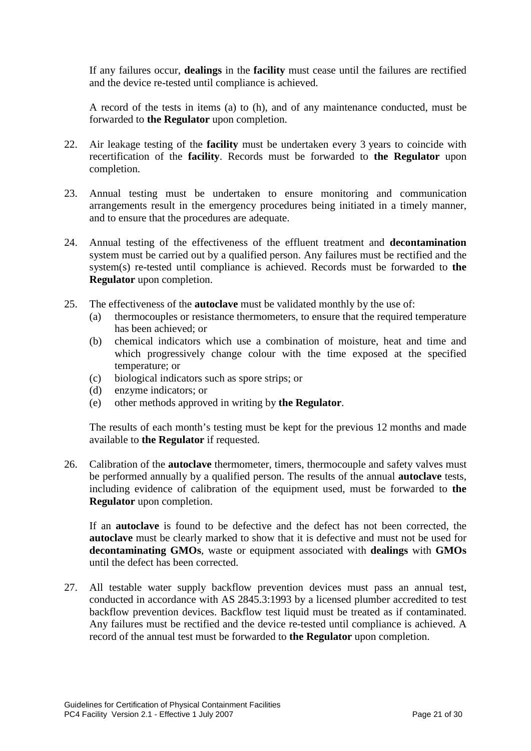If any failures occur, **dealings** in the **facility** must cease until the failures are rectified and the device re-tested until compliance is achieved.

A record of the tests in items (a) to (h), and of any maintenance conducted, must be forwarded to **the Regulator** upon completion.

22. Air leakage testing of the **facility** must be undertaken every 3 years to coincide with recertification of the **facility**. Records must be forwarded to **the Regulator** upon completion.

23. Annual testing must be undertaken to ensure monitoring and communication arrangements result in the emergency procedures being initiated in a timely manner, and to ensure that the procedures are adequate.

24. Annual testing of the effectiveness of the effluent treatment and **decontamination** system must be carried out by a qualified person. Any failures must be rectified and the system(s) re-tested until compliance is achieved. Records must be forwarded to **the Regulator** upon completion.

25. The effectiveness of the **autoclave** must be validated monthly by the use of:
    (a) thermocouples or resistance thermometers, to ensure that the required temperature has been achieved; or
    (b) chemical indicators which use a combination of moisture, heat and time and which progressively change colour with the time exposed at the specified temperature; or
    (c) biological indicators such as spore strips; or
    (d) enzyme indicators; or
    (e) other methods approved in writing by **the Regulator**.

    The results of each month's testing must be kept for the previous 12 months and made available to **the Regulator** if requested.

26. Calibration of the **autoclave** thermometer, timers, thermocouple and safety valves must be performed annually by a qualified person. The results of the annual **autoclave** tests, including evidence of calibration of the equipment used, must be forwarded to **the Regulator** upon completion.

    If an **autoclave** is found to be defective and the defect has not been corrected, the **autoclave** must be clearly marked to show that it is defective and must not be used for **decontaminating GMOs**, waste or equipment associated with **dealings** with **GMOs** until the defect has been corrected.

27. All testable water supply backflow prevention devices must pass an annual test, conducted in accordance with AS 2845.3:1993 by a licensed plumber accredited to test backflow prevention devices. Backflow test liquid must be treated as if contaminated. Any failures must be rectified and the device re-tested until compliance is achieved. A record of the annual test must be forwarded to **the Regulator** upon completion.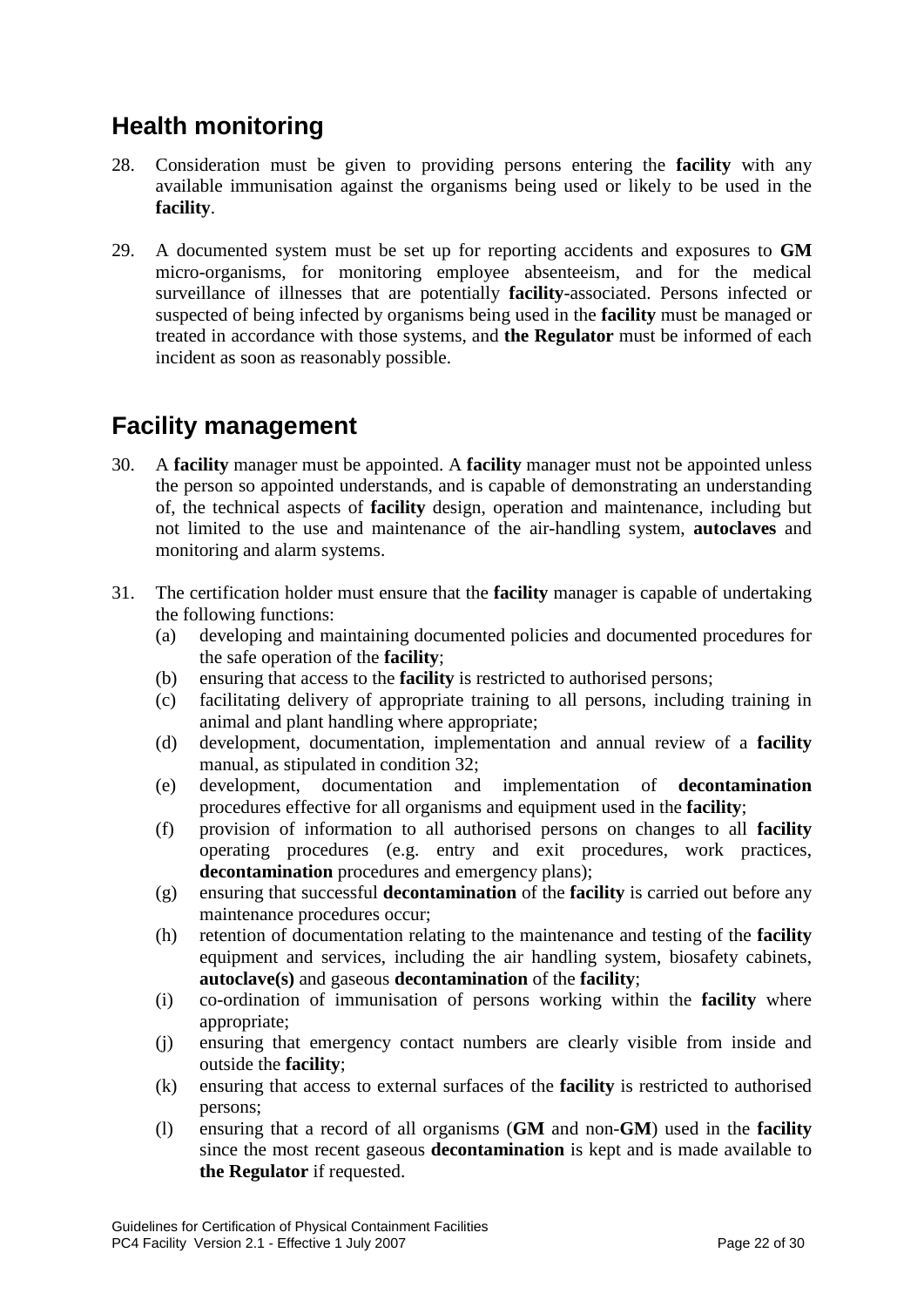## Health monitoring

28. Consideration must be given to providing persons entering the **facility** with any available immunisation against the organisms being used or likely to be used in the **facility**.

29. A documented system must be set up for reporting accidents and exposures to **GM** micro-organisms, for monitoring employee absenteeism, and for the medical surveillance of illnesses that are potentially **facility**-associated. Persons infected or suspected of being infected by organisms being used in the **facility** must be managed or treated in accordance with those systems, and **the Regulator** must be informed of each incident as soon as reasonably possible.

## Facility management

30. A **facility** manager must be appointed. A **facility** manager must not be appointed unless the person so appointed understands, and is capable of demonstrating an understanding of, the technical aspects of **facility** design, operation and maintenance, including but not limited to the use and maintenance of the air-handling system, **autoclaves** and monitoring and alarm systems.

31. The certification holder must ensure that the **facility** manager is capable of undertaking the following functions:
    (a) developing and maintaining documented policies and documented procedures for the safe operation of the **facility**;
    (b) ensuring that access to the **facility** is restricted to authorised persons;
    (c) facilitating delivery of appropriate training to all persons, including training in animal and plant handling where appropriate;
    (d) development, documentation, implementation and annual review of a **facility** manual, as stipulated in condition 32;
    (e) development, documentation and implementation of **decontamination** procedures effective for all organisms and equipment used in the **facility**;
    (f) provision of information to all authorised persons on changes to all **facility** operating procedures (e.g. entry and exit procedures, work practices, **decontamination** procedures and emergency plans);
    (g) ensuring that successful **decontamination** of the **facility** is carried out before any maintenance procedures occur;
    (h) retention of documentation relating to the maintenance and testing of the **facility** equipment and services, including the air handling system, biosafety cabinets, **autoclave(s)** and gaseous **decontamination** of the **facility**;
    (i) co-ordination of immunisation of persons working within the **facility** where appropriate;
    (j) ensuring that emergency contact numbers are clearly visible from inside and outside the **facility**;
    (k) ensuring that access to external surfaces of the **facility** is restricted to authorised persons;
    (l) ensuring that a record of all organisms (**GM** and non-**GM**) used in the **facility** since the most recent gaseous **decontamination** is kept and is made available to **the Regulator** if requested.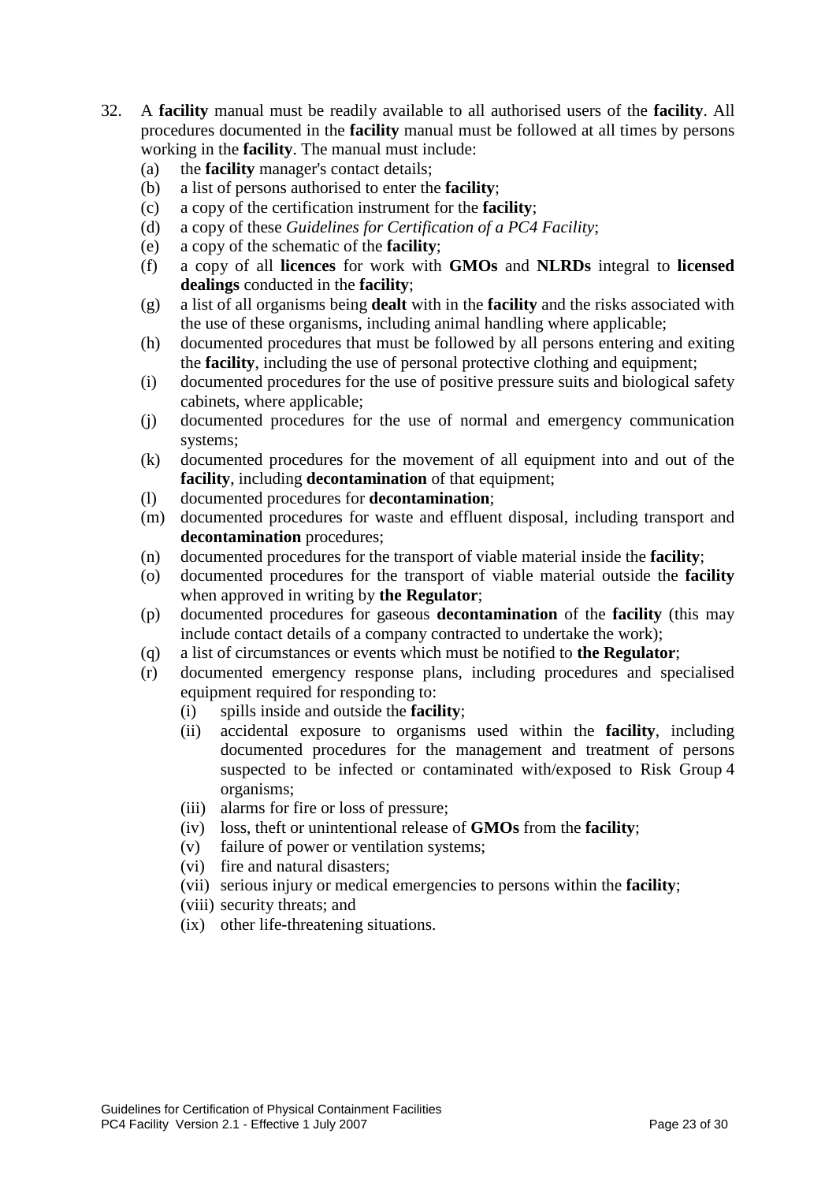32. A **facility** manual must be readily available to all authorised users of the **facility**. All procedures documented in the **facility** manual must be followed at all times by persons working in the **facility**. The manual must include:
    (a) the **facility** manager's contact details;
    (b) a list of persons authorised to enter the **facility**;
    (c) a copy of the certification instrument for the **facility**;
    (d) a copy of these *Guidelines for Certification of a PC4 Facility*;
    (e) a copy of the schematic of the **facility**;
    (f) a copy of all **licences** for work with **GMOs** and **NLRDs** integral to **licensed dealings** conducted in the **facility**;
    (g) a list of all organisms being **dealt** with in the **facility** and the risks associated with the use of these organisms, including animal handling where applicable;
    (h) documented procedures that must be followed by all persons entering and exiting the **facility**, including the use of personal protective clothing and equipment;
    (i) documented procedures for the use of positive pressure suits and biological safety cabinets, where applicable;
    (j) documented procedures for the use of normal and emergency communication systems;
    (k) documented procedures for the movement of all equipment into and out of the **facility**, including **decontamination** of that equipment;
    (l) documented procedures for **decontamination**;
    (m) documented procedures for waste and effluent disposal, including transport and **decontamination** procedures;
    (n) documented procedures for the transport of viable material inside the **facility**;
    (o) documented procedures for the transport of viable material outside the **facility** when approved in writing by **the Regulator**;
    (p) documented procedures for gaseous **decontamination** of the **facility** (this may include contact details of a company contracted to undertake the work);
    (q) a list of circumstances or events which must be notified to **the Regulator**;
    (r) documented emergency response plans, including procedures and specialised equipment required for responding to:
        (i) spills inside and outside the **facility**;
        (ii) accidental exposure to organisms used within the **facility**, including documented procedures for the management and treatment of persons suspected to be infected or contaminated with/exposed to Risk Group 4 organisms;
        (iii) alarms for fire or loss of pressure;
        (iv) loss, theft or unintentional release of **GMOs** from the **facility**;
        (v) failure of power or ventilation systems;
        (vi) fire and natural disasters;
        (vii) serious injury or medical emergencies to persons within the **facility**;
        (viii) security threats; and
        (ix) other life-threatening situations.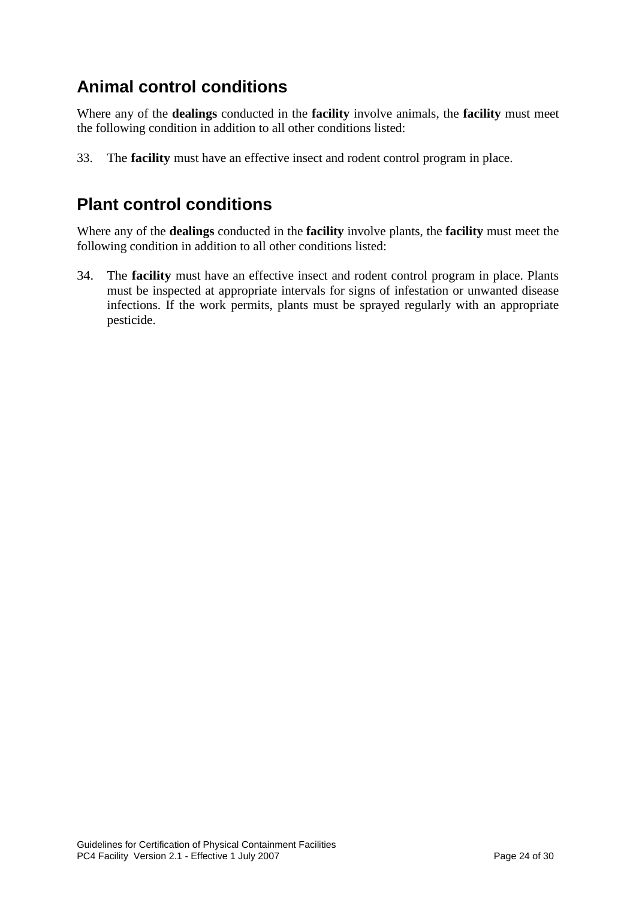## Animal control conditions

Where any of the **dealings** conducted in the **facility** involve animals, the **facility** must meet the following condition in addition to all other conditions listed:

33. The **facility** must have an effective insect and rodent control program in place.

## Plant control conditions

Where any of the **dealings** conducted in the **facility** involve plants, the **facility** must meet the following condition in addition to all other conditions listed:

34. The **facility** must have an effective insect and rodent control program in place. Plants must be inspected at appropriate intervals for signs of infestation or unwanted disease infections. If the work permits, plants must be sprayed regularly with an appropriate pesticide.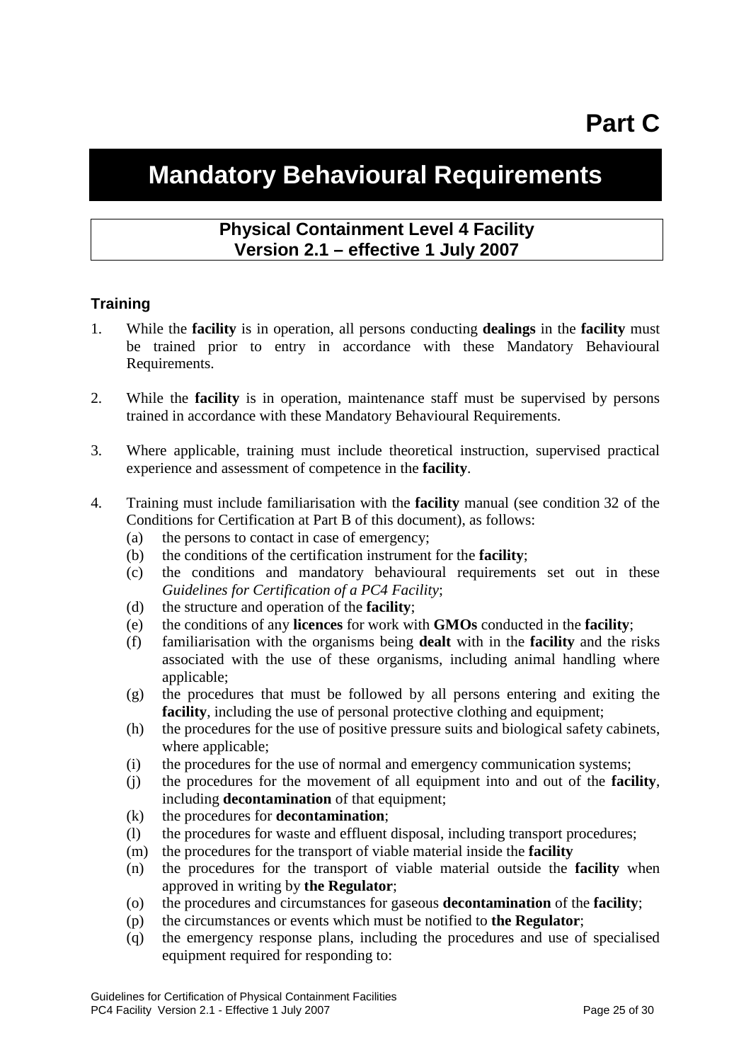# Part C

# Mandatory Behavioural Requirements

## Physical Containment Level 4 Facility
## Version 2.1 – effective 1 July 2007

### Training

1. While the **facility** is in operation, all persons conducting **dealings** in the **facility** must be trained prior to entry in accordance with these Mandatory Behavioural Requirements.

2. While the **facility** is in operation, maintenance staff must be supervised by persons trained in accordance with these Mandatory Behavioural Requirements.

3. Where applicable, training must include theoretical instruction, supervised practical experience and assessment of competence in the **facility**.

4. Training must include familiarisation with the **facility** manual (see condition 32 of the Conditions for Certification at Part B of this document), as follows:
   (a) the persons to contact in case of emergency;
   (b) the conditions of the certification instrument for the **facility**;
   (c) the conditions and mandatory behavioural requirements set out in these *Guidelines for Certification of a PC4 Facility*;
   (d) the structure and operation of the **facility**;
   (e) the conditions of any **licences** for work with **GMOs** conducted in the **facility**;
   (f) familiarisation with the organisms being **dealt** with in the **facility** and the risks associated with the use of these organisms, including animal handling where applicable;
   (g) the procedures that must be followed by all persons entering and exiting the **facility**, including the use of personal protective clothing and equipment;
   (h) the procedures for the use of positive pressure suits and biological safety cabinets, where applicable;
   (i) the procedures for the use of normal and emergency communication systems;
   (j) the procedures for the movement of all equipment into and out of the **facility**, including **decontamination** of that equipment;
   (k) the procedures for **decontamination**;
   (l) the procedures for waste and effluent disposal, including transport procedures;
   (m) the procedures for the transport of viable material inside the **facility**
   (n) the procedures for the transport of viable material outside the **facility** when approved in writing by **the Regulator**;
   (o) the procedures and circumstances for gaseous **decontamination** of the **facility**;
   (p) the circumstances or events which must be notified to **the Regulator**;
   (q) the emergency response plans, including the procedures and use of specialised equipment required for responding to: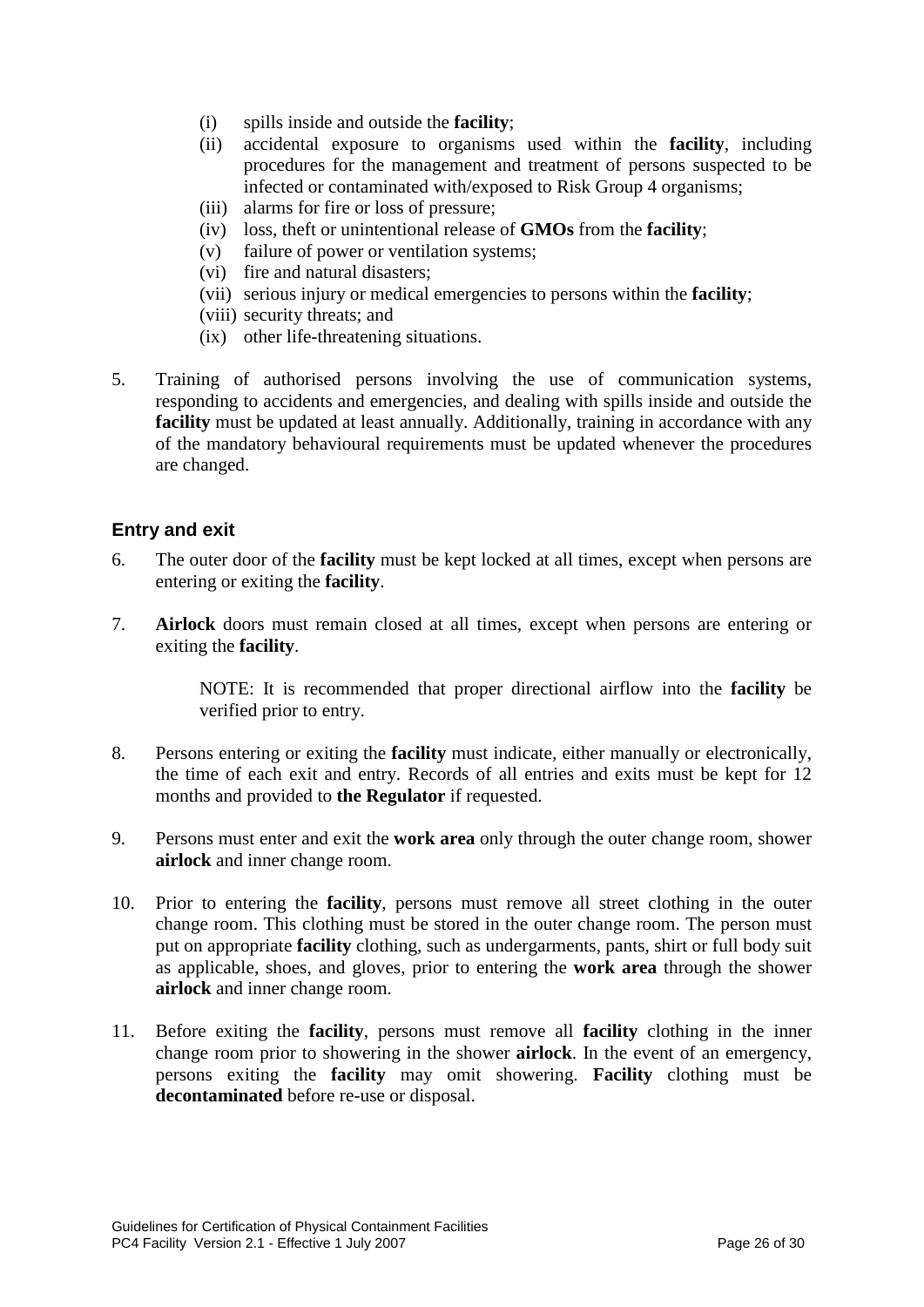(i) spills inside and outside the **facility**;
(ii) accidental exposure to organisms used within the **facility**, including procedures for the management and treatment of persons suspected to be infected or contaminated with/exposed to Risk Group 4 organisms;
(iii) alarms for fire or loss of pressure;
(iv) loss, theft or unintentional release of **GMOs** from the **facility**;
(v) failure of power or ventilation systems;
(vi) fire and natural disasters;
(vii) serious injury or medical emergencies to persons within the **facility**;
(viii) security threats; and
(ix) other life-threatening situations.

5. Training of authorised persons involving the use of communication systems, responding to accidents and emergencies, and dealing with spills inside and outside the **facility** must be updated at least annually. Additionally, training in accordance with any of the mandatory behavioural requirements must be updated whenever the procedures are changed.

## Entry and exit

6. The outer door of the **facility** must be kept locked at all times, except when persons are entering or exiting the **facility**.

7. **Airlock** doors must remain closed at all times, except when persons are entering or exiting the **facility**.

   NOTE: It is recommended that proper directional airflow into the **facility** be verified prior to entry.

8. Persons entering or exiting the **facility** must indicate, either manually or electronically, the time of each exit and entry. Records of all entries and exits must be kept for 12 months and provided to **the Regulator** if requested.

9. Persons must enter and exit the **work area** only through the outer change room, shower **airlock** and inner change room.

10. Prior to entering the **facility**, persons must remove all street clothing in the outer change room. This clothing must be stored in the outer change room. The person must put on appropriate **facility** clothing, such as undergarments, pants, shirt or full body suit as applicable, shoes, and gloves, prior to entering the **work area** through the shower **airlock** and inner change room.

11. Before exiting the **facility**, persons must remove all **facility** clothing in the inner change room prior to showering in the shower **airlock**. In the event of an emergency, persons exiting the **facility** may omit showering. **Facility** clothing must be **decontaminated** before re-use or disposal.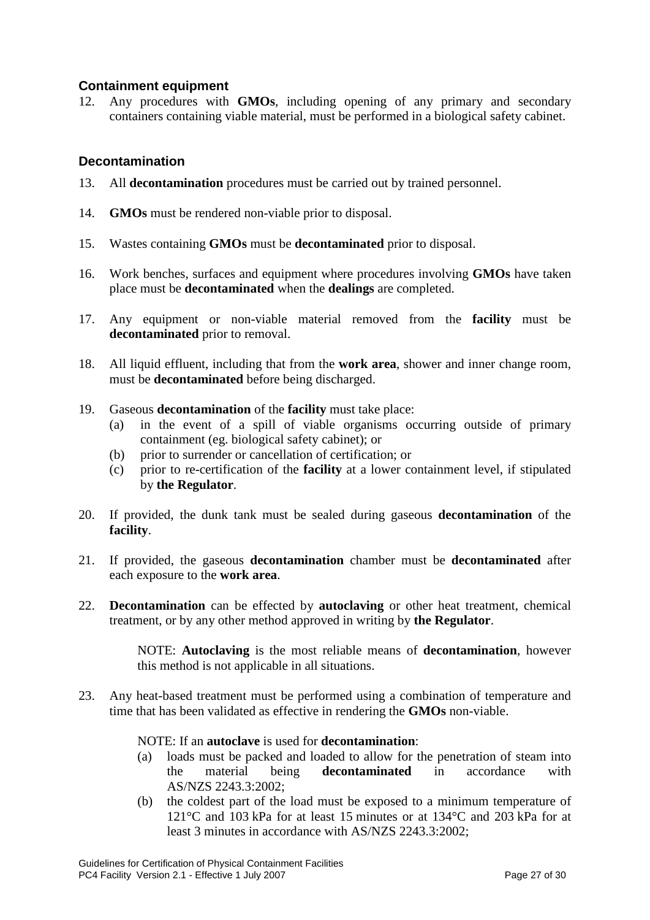### Containment equipment

12. Any procedures with **GMOs**, including opening of any primary and secondary containers containing viable material, must be performed in a biological safety cabinet.

### Decontamination

13. All **decontamination** procedures must be carried out by trained personnel.

14. **GMOs** must be rendered non-viable prior to disposal.

15. Wastes containing **GMOs** must be **decontaminated** prior to disposal.

16. Work benches, surfaces and equipment where procedures involving **GMOs** have taken place must be **decontaminated** when the **dealings** are completed.

17. Any equipment or non-viable material removed from the **facility** must be **decontaminated** prior to removal.

18. All liquid effluent, including that from the **work area**, shower and inner change room, must be **decontaminated** before being discharged.

19. Gaseous **decontamination** of the **facility** must take place:
    (a) in the event of a spill of viable organisms occurring outside of primary containment (eg. biological safety cabinet); or
    (b) prior to surrender or cancellation of certification; or
    (c) prior to re-certification of the **facility** at a lower containment level, if stipulated by **the Regulator**.

20. If provided, the dunk tank must be sealed during gaseous **decontamination** of the **facility**.

21. If provided, the gaseous **decontamination** chamber must be **decontaminated** after each exposure to the **work area**.

22. **Decontamination** can be effected by **autoclaving** or other heat treatment, chemical treatment, or by any other method approved in writing by **the Regulator**.

    NOTE: **Autoclaving** is the most reliable means of **decontamination**, however this method is not applicable in all situations.

23. Any heat-based treatment must be performed using a combination of temperature and time that has been validated as effective in rendering the **GMOs** non-viable.

    NOTE: If an **autoclave** is used for **decontamination**:
    (a) loads must be packed and loaded to allow for the penetration of steam into the material being **decontaminated** in accordance with AS/NZS 2243.3:2002;
    (b) the coldest part of the load must be exposed to a minimum temperature of 121°C and 103 kPa for at least 15 minutes or at 134°C and 203 kPa for at least 3 minutes in accordance with AS/NZS 2243.3:2002;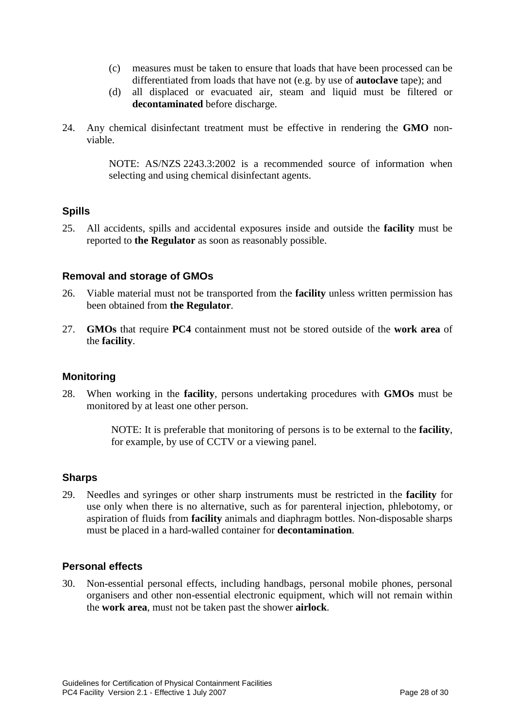(c) measures must be taken to ensure that loads that have been processed can be differentiated from loads that have not (e.g. by use of **autoclave** tape); and

(d) all displaced or evacuated air, steam and liquid must be filtered or **decontaminated** before discharge.

24. Any chemical disinfectant treatment must be effective in rendering the **GMO** non-viable.

    NOTE: AS/NZS 2243.3:2002 is a recommended source of information when selecting and using chemical disinfectant agents.

### Spills

25. All accidents, spills and accidental exposures inside and outside the **facility** must be reported to **the Regulator** as soon as reasonably possible.

### Removal and storage of GMOs

26. Viable material must not be transported from the **facility** unless written permission has been obtained from **the Regulator**.

27. **GMOs** that require **PC4** containment must not be stored outside of the **work area** of the **facility**.

### Monitoring

28. When working in the **facility**, persons undertaking procedures with **GMOs** must be monitored by at least one other person.

    NOTE: It is preferable that monitoring of persons is to be external to the **facility**, for example, by use of CCTV or a viewing panel.

### Sharps

29. Needles and syringes or other sharp instruments must be restricted in the **facility** for use only when there is no alternative, such as for parenteral injection, phlebotomy, or aspiration of fluids from **facility** animals and diaphragm bottles. Non-disposable sharps must be placed in a hard-walled container for **decontamination**.

### Personal effects

30. Non-essential personal effects, including handbags, personal mobile phones, personal organisers and other non-essential electronic equipment, which will not remain within the **work area**, must not be taken past the shower **airlock**.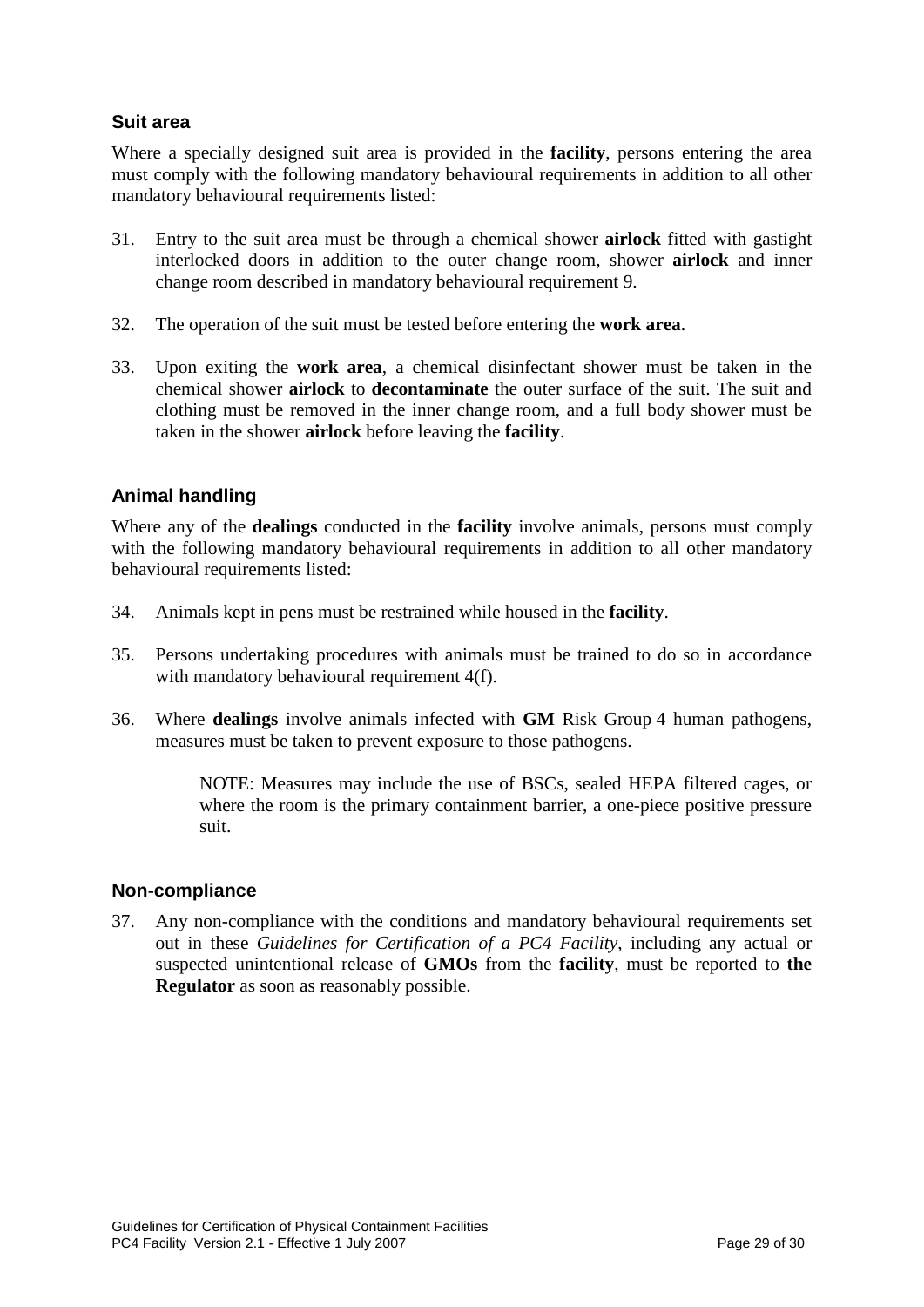### Suit area

Where a specially designed suit area is provided in the **facility**, persons entering the area must comply with the following mandatory behavioural requirements in addition to all other mandatory behavioural requirements listed:

31. Entry to the suit area must be through a chemical shower **airlock** fitted with gastight interlocked doors in addition to the outer change room, shower **airlock** and inner change room described in mandatory behavioural requirement 9.

32. The operation of the suit must be tested before entering the **work area**.

33. Upon exiting the **work area**, a chemical disinfectant shower must be taken in the chemical shower **airlock** to **decontaminate** the outer surface of the suit. The suit and clothing must be removed in the inner change room, and a full body shower must be taken in the shower **airlock** before leaving the **facility**.

### Animal handling

Where any of the **dealings** conducted in the **facility** involve animals, persons must comply with the following mandatory behavioural requirements in addition to all other mandatory behavioural requirements listed:

34. Animals kept in pens must be restrained while housed in the **facility**.

35. Persons undertaking procedures with animals must be trained to do so in accordance with mandatory behavioural requirement 4(f).

36. Where **dealings** involve animals infected with **GM** Risk Group 4 human pathogens, measures must be taken to prevent exposure to those pathogens.

    NOTE: Measures may include the use of BSCs, sealed HEPA filtered cages, or where the room is the primary containment barrier, a one-piece positive pressure suit.

### Non-compliance

37. Any non-compliance with the conditions and mandatory behavioural requirements set out in these *Guidelines for Certification of a PC4 Facility*, including any actual or suspected unintentional release of **GMOs** from the **facility**, must be reported to **the Regulator** as soon as reasonably possible.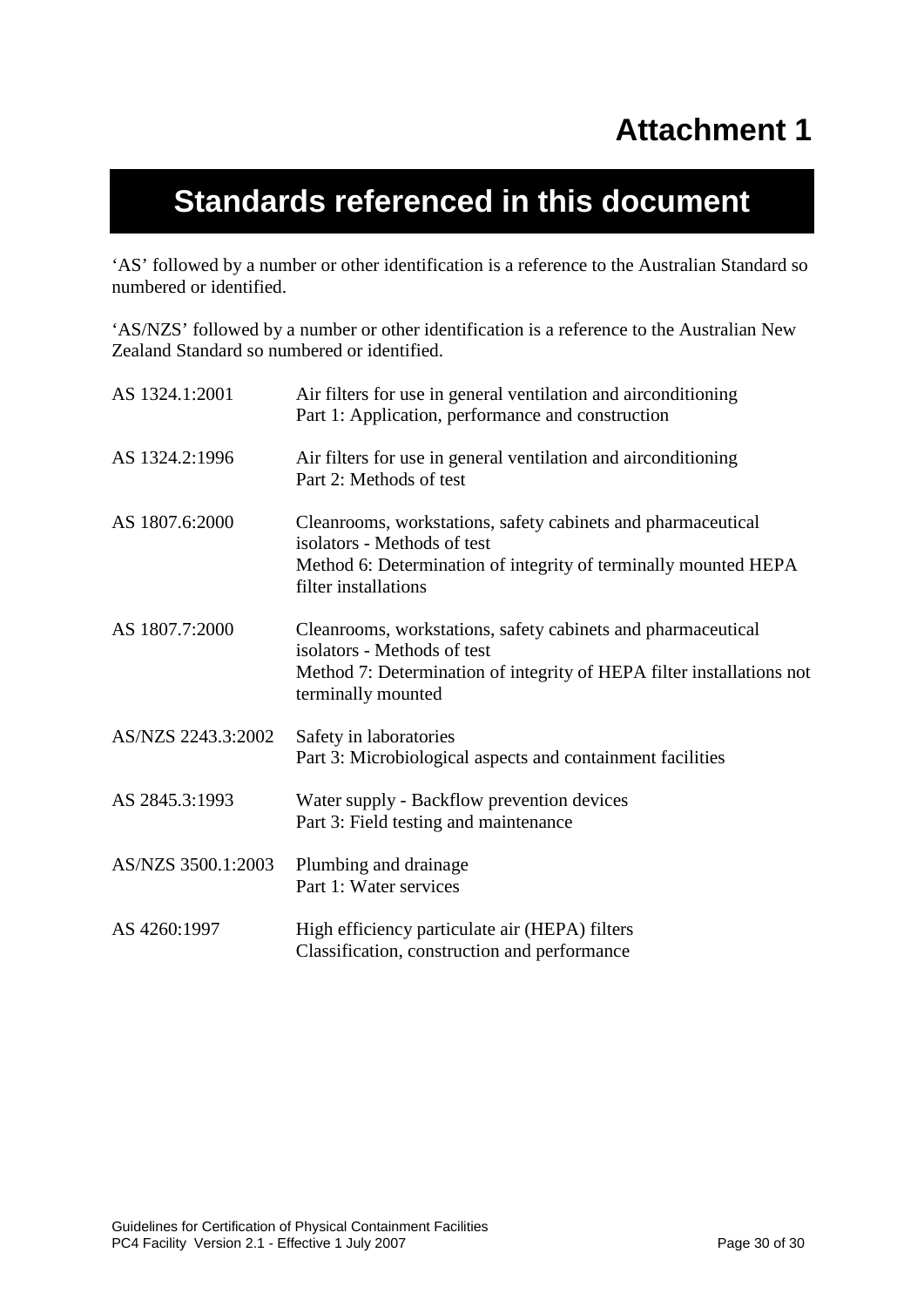# Attachment 1

## Standards referenced in this document

'AS' followed by a number or other identification is a reference to the Australian Standard so numbered or identified.

'AS/NZS' followed by a number or other identification is a reference to the Australian New Zealand Standard so numbered or identified.

| | |
|---|---|
| AS 1324.1:2001 | Air filters for use in general ventilation and airconditioning<br>Part 1: Application, performance and construction |
| AS 1324.2:1996 | Air filters for use in general ventilation and airconditioning<br>Part 2: Methods of test |
| AS 1807.6:2000 | Cleanrooms, workstations, safety cabinets and pharmaceutical isolators - Methods of test<br>Method 6: Determination of integrity of terminally mounted HEPA filter installations |
| AS 1807.7:2000 | Cleanrooms, workstations, safety cabinets and pharmaceutical isolators - Methods of test<br>Method 7: Determination of integrity of HEPA filter installations not terminally mounted |
| AS/NZS 2243.3:2002 | Safety in laboratories<br>Part 3: Microbiological aspects and containment facilities |
| AS 2845.3:1993 | Water supply - Backflow prevention devices<br>Part 3: Field testing and maintenance |
| AS/NZS 3500.1:2003 | Plumbing and drainage<br>Part 1: Water services |
| AS 4260:1997 | High efficiency particulate air (HEPA) filters<br>Classification, construction and performance |